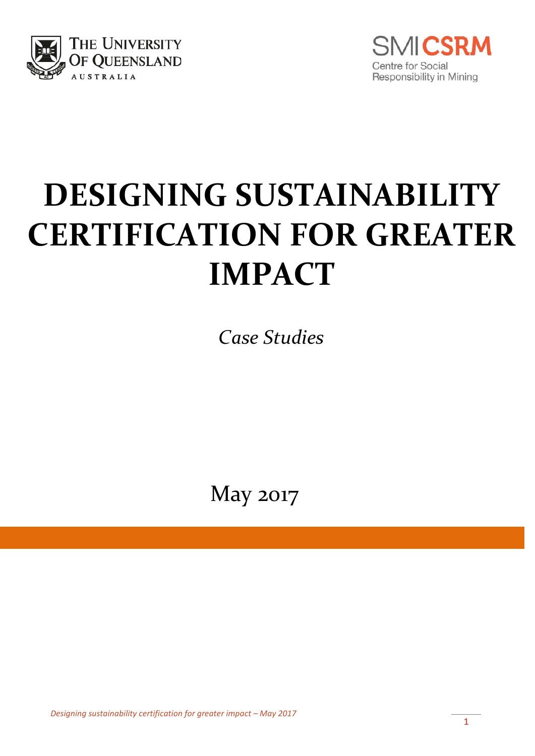The University of Queensland
Australia

SMI CSRM
Centre for Social Responsibility in Mining

# DESIGNING SUSTAINABILITY CERTIFICATION FOR GREATER IMPACT

*Case Studies*

May 2017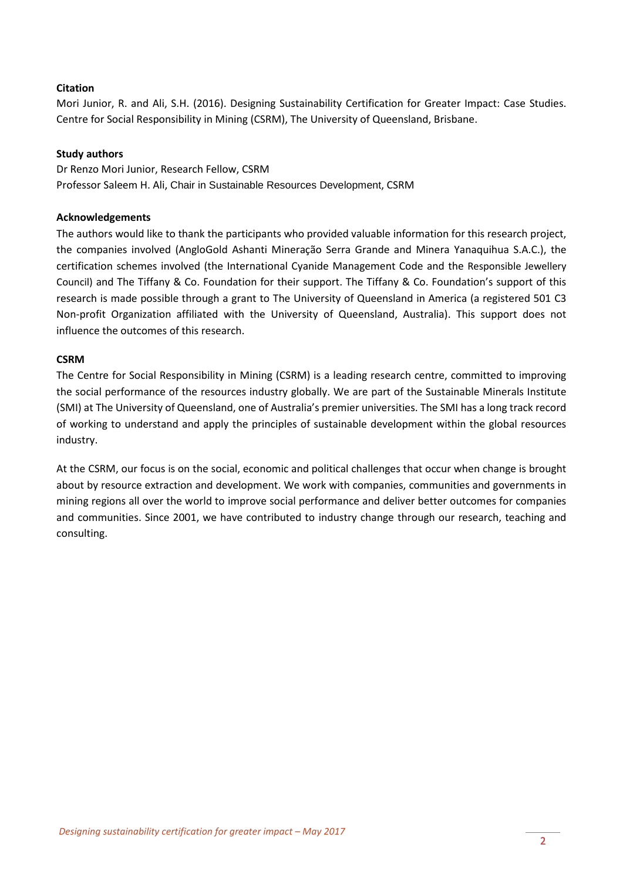**Citation**

Mori Junior, R. and Ali, S.H. (2016). Designing Sustainability Certification for Greater Impact: Case Studies. Centre for Social Responsibility in Mining (CSRM), The University of Queensland, Brisbane.

**Study authors**

Dr Renzo Mori Junior, Research Fellow, CSRM
Professor Saleem H. Ali, Chair in Sustainable Resources Development, CSRM

**Acknowledgements**

The authors would like to thank the participants who provided valuable information for this research project, the companies involved (AngloGold Ashanti Mineração Serra Grande and Minera Yanaquihua S.A.C.), the certification schemes involved (the International Cyanide Management Code and the Responsible Jewellery Council) and The Tiffany & Co. Foundation for their support. The Tiffany & Co. Foundation's support of this research is made possible through a grant to The University of Queensland in America (a registered 501 C3 Non-profit Organization affiliated with the University of Queensland, Australia). This support does not influence the outcomes of this research.

**CSRM**

The Centre for Social Responsibility in Mining (CSRM) is a leading research centre, committed to improving the social performance of the resources industry globally. We are part of the Sustainable Minerals Institute (SMI) at The University of Queensland, one of Australia's premier universities. The SMI has a long track record of working to understand and apply the principles of sustainable development within the global resources industry.

At the CSRM, our focus is on the social, economic and political challenges that occur when change is brought about by resource extraction and development. We work with companies, communities and governments in mining regions all over the world to improve social performance and deliver better outcomes for companies and communities. Since 2001, we have contributed to industry change through our research, teaching and consulting.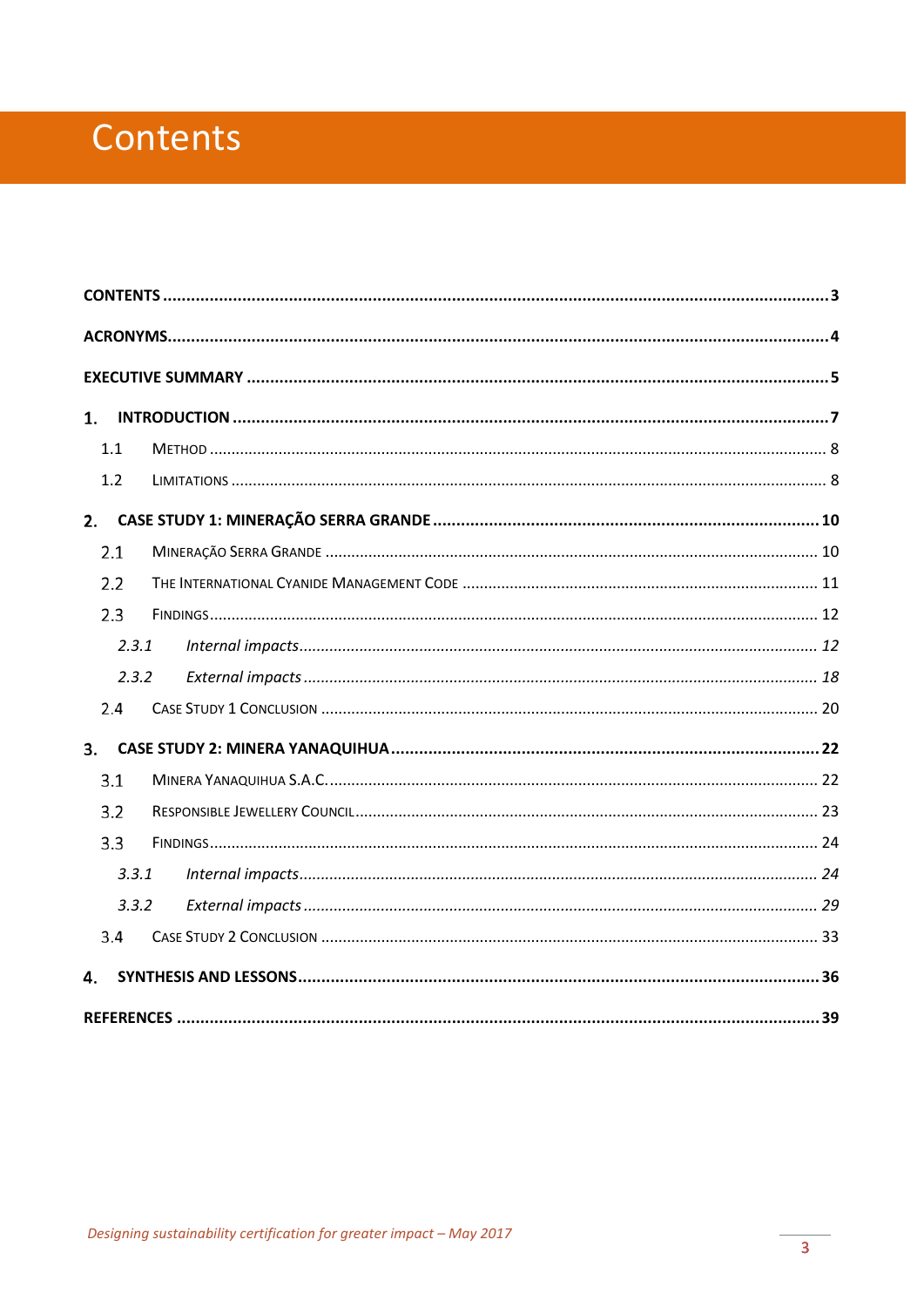# Contents

CONTENTS ..... 3

ACRONYMS ..... 4

EXECUTIVE SUMMARY ..... 5

1. INTRODUCTION ..... 7
   - 1.1 Method ..... 8
   - 1.2 Limitations ..... 8

2. CASE STUDY 1: MINERAÇÃO SERRA GRANDE ..... 10
   - 2.1 Mineração Serra Grande ..... 10
   - 2.2 The International Cyanide Management Code ..... 11
   - 2.3 Findings ..... 12
     - *2.3.1 Internal impacts ..... 12*
     - *2.3.2 External impacts ..... 18*
   - 2.4 Case Study 1 Conclusion ..... 20

3. CASE STUDY 2: MINERA YANAQUIHUA ..... 22
   - 3.1 Minera Yanaquihua S.A.C. ..... 22
   - 3.2 Responsible Jewellery Council ..... 23
   - 3.3 Findings ..... 24
     - *3.3.1 Internal impacts ..... 24*
     - *3.3.2 External impacts ..... 29*
   - 3.4 Case Study 2 Conclusion ..... 33

4. SYNTHESIS AND LESSONS ..... 36

REFERENCES ..... 39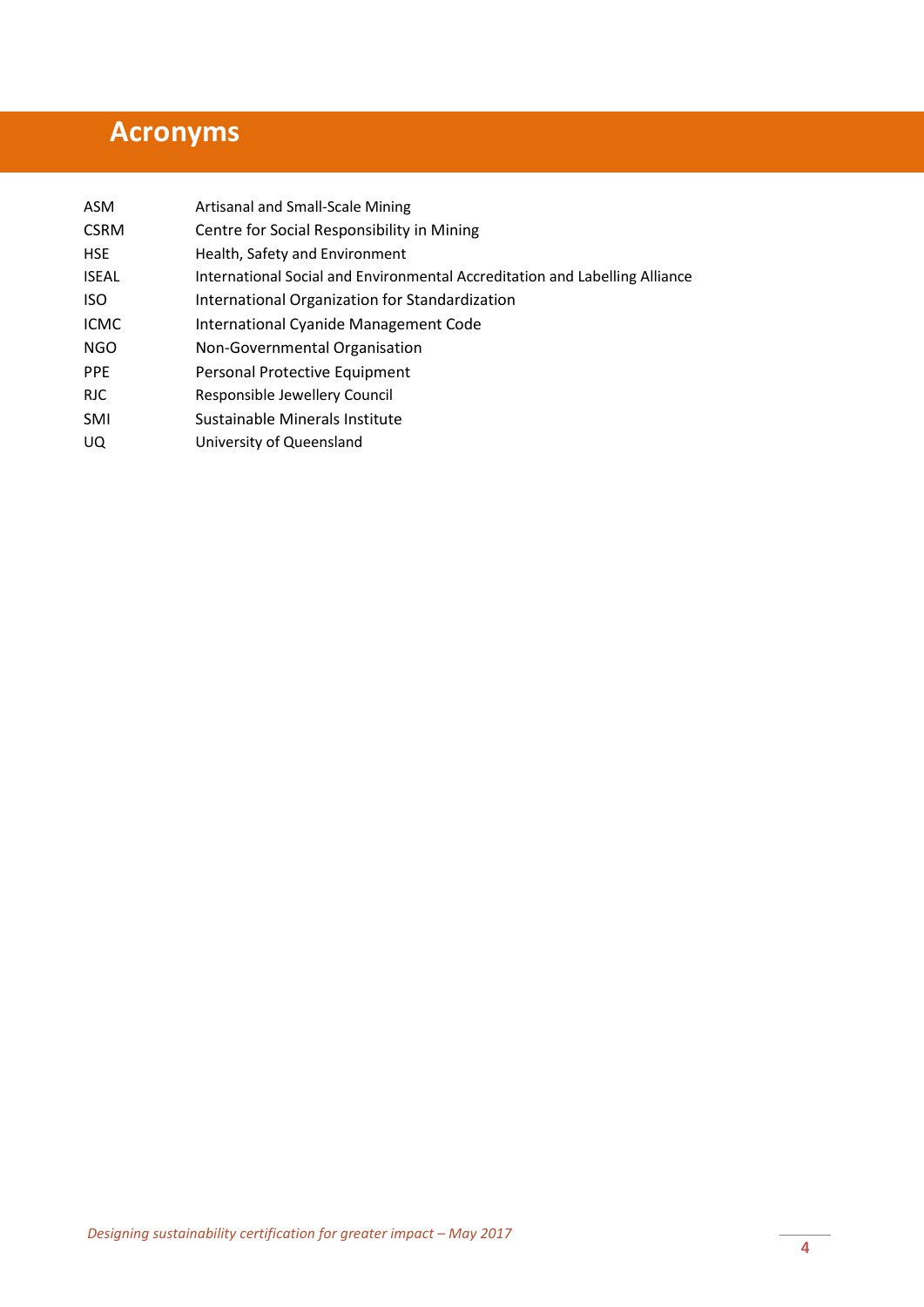# Acronyms

| | |
|---|---|
| ASM | Artisanal and Small-Scale Mining |
| CSRM | Centre for Social Responsibility in Mining |
| HSE | Health, Safety and Environment |
| ISEAL | International Social and Environmental Accreditation and Labelling Alliance |
| ISO | International Organization for Standardization |
| ICMC | International Cyanide Management Code |
| NGO | Non-Governmental Organisation |
| PPE | Personal Protective Equipment |
| RJC | Responsible Jewellery Council |
| SMI | Sustainable Minerals Institute |
| UQ | University of Queensland |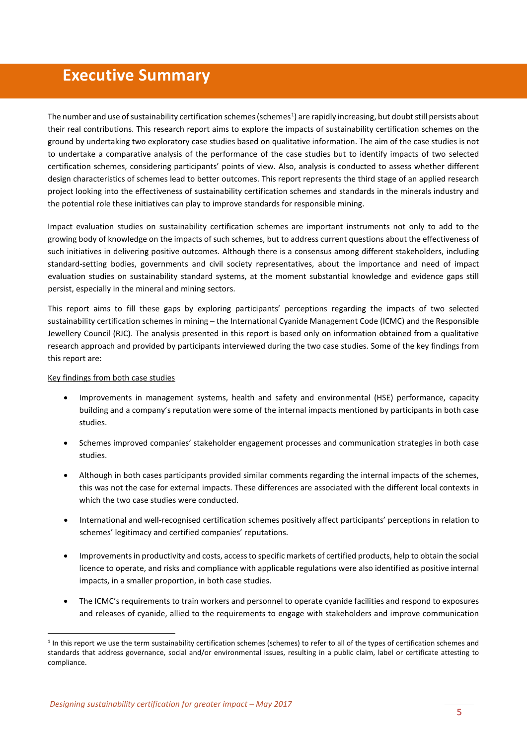# Executive Summary

The number and use of sustainability certification schemes (schemes[1]) are rapidly increasing, but doubt still persists about their real contributions. This research report aims to explore the impacts of sustainability certification schemes on the ground by undertaking two exploratory case studies based on qualitative information. The aim of the case studies is not to undertake a comparative analysis of the performance of the case studies but to identify impacts of two selected certification schemes, considering participants' points of view. Also, analysis is conducted to assess whether different design characteristics of schemes lead to better outcomes. This report represents the third stage of an applied research project looking into the effectiveness of sustainability certification schemes and standards in the minerals industry and the potential role these initiatives can play to improve standards for responsible mining.

Impact evaluation studies on sustainability certification schemes are important instruments not only to add to the growing body of knowledge on the impacts of such schemes, but to address current questions about the effectiveness of such initiatives in delivering positive outcomes. Although there is a consensus among different stakeholders, including standard-setting bodies, governments and civil society representatives, about the importance and need of impact evaluation studies on sustainability standard systems, at the moment substantial knowledge and evidence gaps still persist, especially in the mineral and mining sectors.

This report aims to fill these gaps by exploring participants' perceptions regarding the impacts of two selected sustainability certification schemes in mining – the International Cyanide Management Code (ICMC) and the Responsible Jewellery Council (RJC). The analysis presented in this report is based only on information obtained from a qualitative research approach and provided by participants interviewed during the two case studies. Some of the key findings from this report are:

Key findings from both case studies

- Improvements in management systems, health and safety and environmental (HSE) performance, capacity building and a company's reputation were some of the internal impacts mentioned by participants in both case studies.
- Schemes improved companies' stakeholder engagement processes and communication strategies in both case studies.
- Although in both cases participants provided similar comments regarding the internal impacts of the schemes, this was not the case for external impacts. These differences are associated with the different local contexts in which the two case studies were conducted.
- International and well-recognised certification schemes positively affect participants' perceptions in relation to schemes' legitimacy and certified companies' reputations.
- Improvements in productivity and costs, access to specific markets of certified products, help to obtain the social licence to operate, and risks and compliance with applicable regulations were also identified as positive internal impacts, in a smaller proportion, in both case studies.
- The ICMC's requirements to train workers and personnel to operate cyanide facilities and respond to exposures and releases of cyanide, allied to the requirements to engage with stakeholders and improve communication

[1] In this report we use the term sustainability certification schemes (schemes) to refer to all of the types of certification schemes and standards that address governance, social and/or environmental issues, resulting in a public claim, label or certificate attesting to compliance.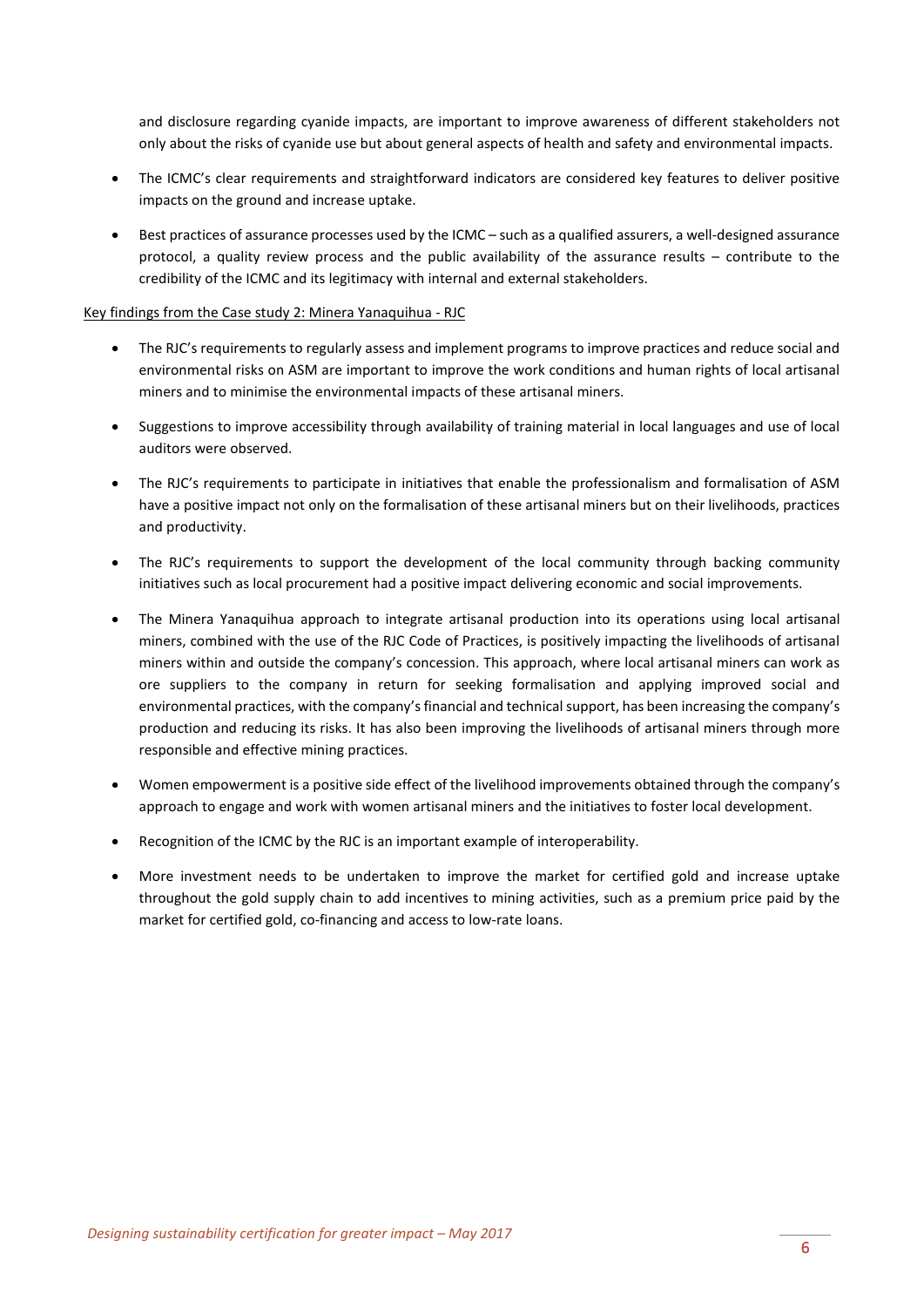and disclosure regarding cyanide impacts, are important to improve awareness of different stakeholders not only about the risks of cyanide use but about general aspects of health and safety and environmental impacts.

- The ICMC's clear requirements and straightforward indicators are considered key features to deliver positive impacts on the ground and increase uptake.
- Best practices of assurance processes used by the ICMC – such as a qualified assurers, a well-designed assurance protocol, a quality review process and the public availability of the assurance results – contribute to the credibility of the ICMC and its legitimacy with internal and external stakeholders.

Key findings from the Case study 2: Minera Yanaquihua - RJC

- The RJC's requirements to regularly assess and implement programs to improve practices and reduce social and environmental risks on ASM are important to improve the work conditions and human rights of local artisanal miners and to minimise the environmental impacts of these artisanal miners.
- Suggestions to improve accessibility through availability of training material in local languages and use of local auditors were observed.
- The RJC's requirements to participate in initiatives that enable the professionalism and formalisation of ASM have a positive impact not only on the formalisation of these artisanal miners but on their livelihoods, practices and productivity.
- The RJC's requirements to support the development of the local community through backing community initiatives such as local procurement had a positive impact delivering economic and social improvements.
- The Minera Yanaquihua approach to integrate artisanal production into its operations using local artisanal miners, combined with the use of the RJC Code of Practices, is positively impacting the livelihoods of artisanal miners within and outside the company's concession. This approach, where local artisanal miners can work as ore suppliers to the company in return for seeking formalisation and applying improved social and environmental practices, with the company's financial and technical support, has been increasing the company's production and reducing its risks. It has also been improving the livelihoods of artisanal miners through more responsible and effective mining practices.
- Women empowerment is a positive side effect of the livelihood improvements obtained through the company's approach to engage and work with women artisanal miners and the initiatives to foster local development.
- Recognition of the ICMC by the RJC is an important example of interoperability.
- More investment needs to be undertaken to improve the market for certified gold and increase uptake throughout the gold supply chain to add incentives to mining activities, such as a premium price paid by the market for certified gold, co-financing and access to low-rate loans.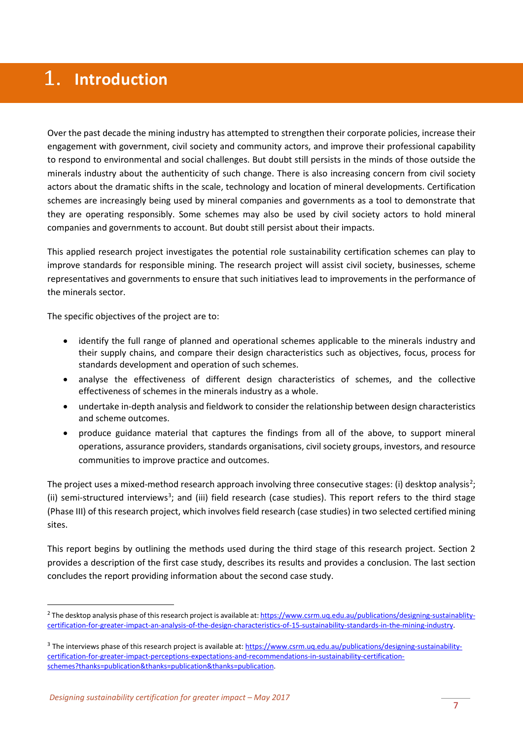# 1. Introduction

Over the past decade the mining industry has attempted to strengthen their corporate policies, increase their engagement with government, civil society and community actors, and improve their professional capability to respond to environmental and social challenges. But doubt still persists in the minds of those outside the minerals industry about the authenticity of such change. There is also increasing concern from civil society actors about the dramatic shifts in the scale, technology and location of mineral developments. Certification schemes are increasingly being used by mineral companies and governments as a tool to demonstrate that they are operating responsibly. Some schemes may also be used by civil society actors to hold mineral companies and governments to account. But doubt still persist about their impacts.

This applied research project investigates the potential role sustainability certification schemes can play to improve standards for responsible mining. The research project will assist civil society, businesses, scheme representatives and governments to ensure that such initiatives lead to improvements in the performance of the minerals sector.

The specific objectives of the project are to:

- identify the full range of planned and operational schemes applicable to the minerals industry and their supply chains, and compare their design characteristics such as objectives, focus, process for standards development and operation of such schemes.
- analyse the effectiveness of different design characteristics of schemes, and the collective effectiveness of schemes in the minerals industry as a whole.
- undertake in-depth analysis and fieldwork to consider the relationship between design characteristics and scheme outcomes.
- produce guidance material that captures the findings from all of the above, to support mineral operations, assurance providers, standards organisations, civil society groups, investors, and resource communities to improve practice and outcomes.

The project uses a mixed-method research approach involving three consecutive stages: (i) desktop analysis[2]; (ii) semi-structured interviews[3]; and (iii) field research (case studies). This report refers to the third stage (Phase III) of this research project, which involves field research (case studies) in two selected certified mining sites.

This report begins by outlining the methods used during the third stage of this research project. Section 2 provides a description of the first case study, describes its results and provides a conclusion. The last section concludes the report providing information about the second case study.

---

[2] The desktop analysis phase of this research project is available at: https://www.csrm.uq.edu.au/publications/designing-sustainablity-certification-for-greater-impact-an-analysis-of-the-design-characteristics-of-15-sustainability-standards-in-the-mining-industry.

[3] The interviews phase of this research project is available at: https://www.csrm.uq.edu.au/publications/designing-sustainability-certification-for-greater-impact-perceptions-expectations-and-recommendations-in-sustainability-certification-schemes?thanks=publication&thanks=publication&thanks=publication.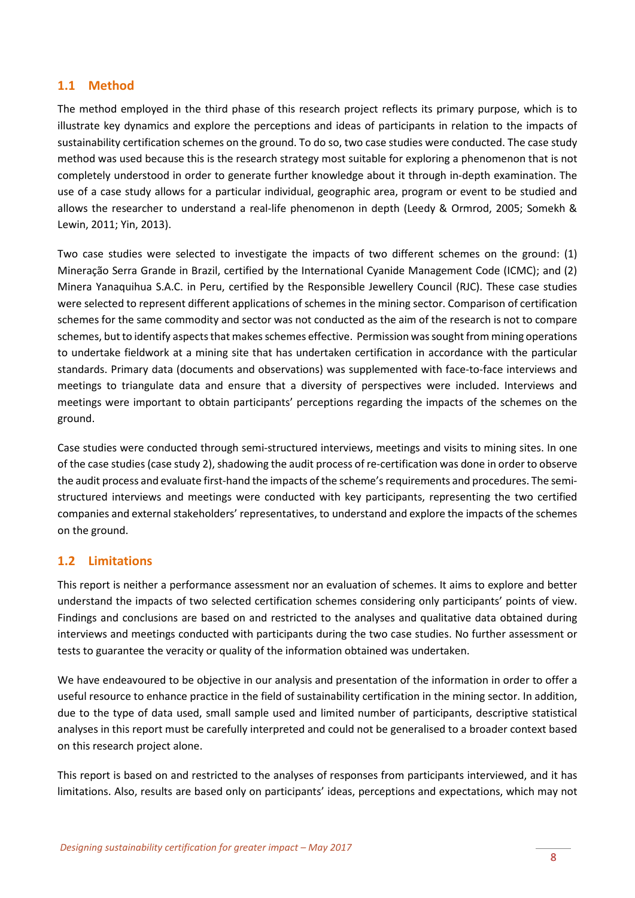## 1.1 Method

The method employed in the third phase of this research project reflects its primary purpose, which is to illustrate key dynamics and explore the perceptions and ideas of participants in relation to the impacts of sustainability certification schemes on the ground. To do so, two case studies were conducted. The case study method was used because this is the research strategy most suitable for exploring a phenomenon that is not completely understood in order to generate further knowledge about it through in-depth examination. The use of a case study allows for a particular individual, geographic area, program or event to be studied and allows the researcher to understand a real-life phenomenon in depth (Leedy & Ormrod, 2005; Somekh & Lewin, 2011; Yin, 2013).

Two case studies were selected to investigate the impacts of two different schemes on the ground: (1) Mineração Serra Grande in Brazil, certified by the International Cyanide Management Code (ICMC); and (2) Minera Yanaquihua S.A.C. in Peru, certified by the Responsible Jewellery Council (RJC). These case studies were selected to represent different applications of schemes in the mining sector. Comparison of certification schemes for the same commodity and sector was not conducted as the aim of the research is not to compare schemes, but to identify aspects that makes schemes effective. Permission was sought from mining operations to undertake fieldwork at a mining site that has undertaken certification in accordance with the particular standards. Primary data (documents and observations) was supplemented with face-to-face interviews and meetings to triangulate data and ensure that a diversity of perspectives were included. Interviews and meetings were important to obtain participants' perceptions regarding the impacts of the schemes on the ground.

Case studies were conducted through semi-structured interviews, meetings and visits to mining sites. In one of the case studies (case study 2), shadowing the audit process of re-certification was done in order to observe the audit process and evaluate first-hand the impacts of the scheme's requirements and procedures. The semi-structured interviews and meetings were conducted with key participants, representing the two certified companies and external stakeholders' representatives, to understand and explore the impacts of the schemes on the ground.

## 1.2 Limitations

This report is neither a performance assessment nor an evaluation of schemes. It aims to explore and better understand the impacts of two selected certification schemes considering only participants' points of view. Findings and conclusions are based on and restricted to the analyses and qualitative data obtained during interviews and meetings conducted with participants during the two case studies. No further assessment or tests to guarantee the veracity or quality of the information obtained was undertaken.

We have endeavoured to be objective in our analysis and presentation of the information in order to offer a useful resource to enhance practice in the field of sustainability certification in the mining sector. In addition, due to the type of data used, small sample used and limited number of participants, descriptive statistical analyses in this report must be carefully interpreted and could not be generalised to a broader context based on this research project alone.

This report is based on and restricted to the analyses of responses from participants interviewed, and it has limitations. Also, results are based only on participants' ideas, perceptions and expectations, which may not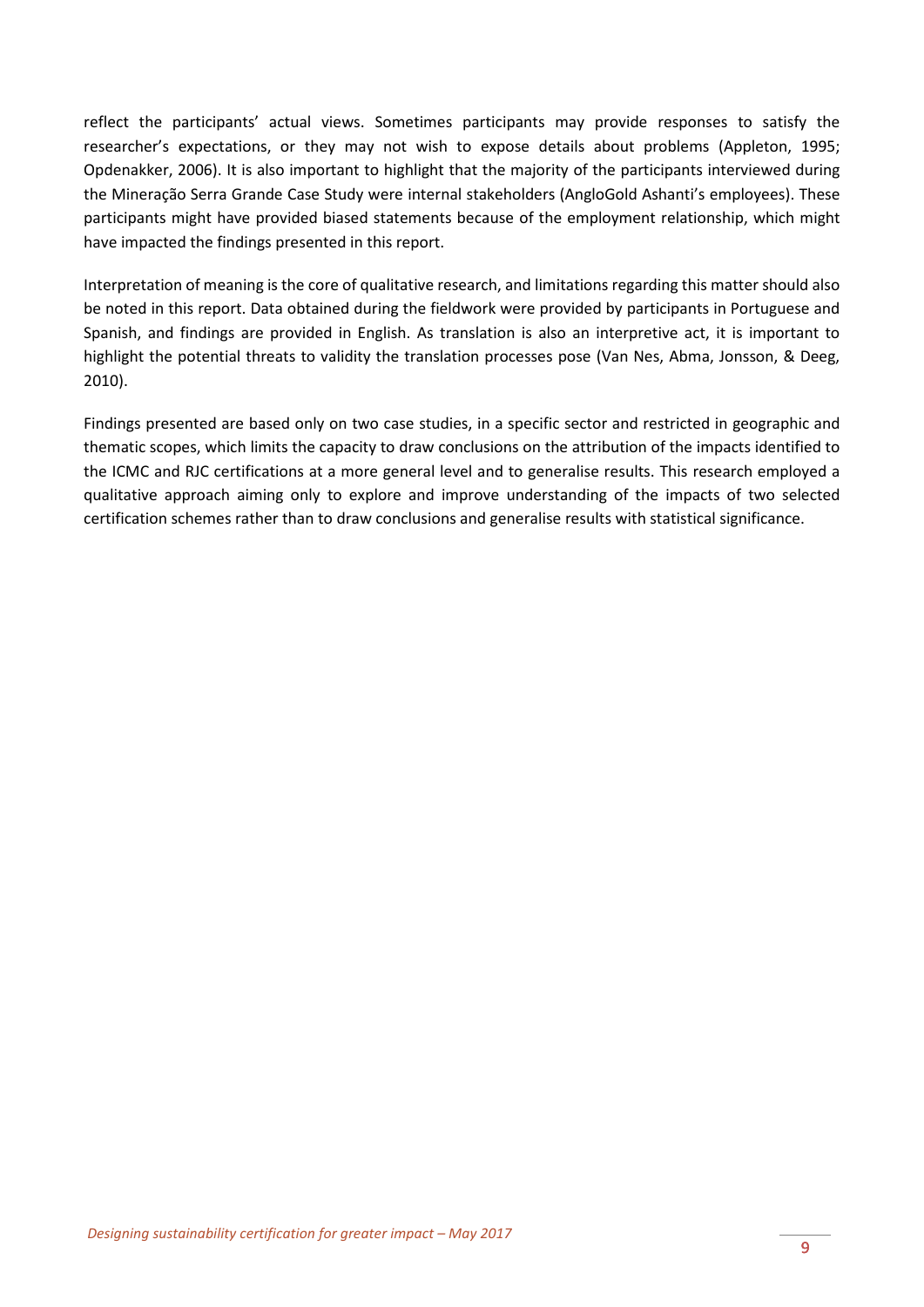reflect the participants' actual views. Sometimes participants may provide responses to satisfy the researcher's expectations, or they may not wish to expose details about problems (Appleton, 1995; Opdenakker, 2006). It is also important to highlight that the majority of the participants interviewed during the Mineração Serra Grande Case Study were internal stakeholders (AngloGold Ashanti's employees). These participants might have provided biased statements because of the employment relationship, which might have impacted the findings presented in this report.

Interpretation of meaning is the core of qualitative research, and limitations regarding this matter should also be noted in this report. Data obtained during the fieldwork were provided by participants in Portuguese and Spanish, and findings are provided in English. As translation is also an interpretive act, it is important to highlight the potential threats to validity the translation processes pose (Van Nes, Abma, Jonsson, & Deeg, 2010).

Findings presented are based only on two case studies, in a specific sector and restricted in geographic and thematic scopes, which limits the capacity to draw conclusions on the attribution of the impacts identified to the ICMC and RJC certifications at a more general level and to generalise results. This research employed a qualitative approach aiming only to explore and improve understanding of the impacts of two selected certification schemes rather than to draw conclusions and generalise results with statistical significance.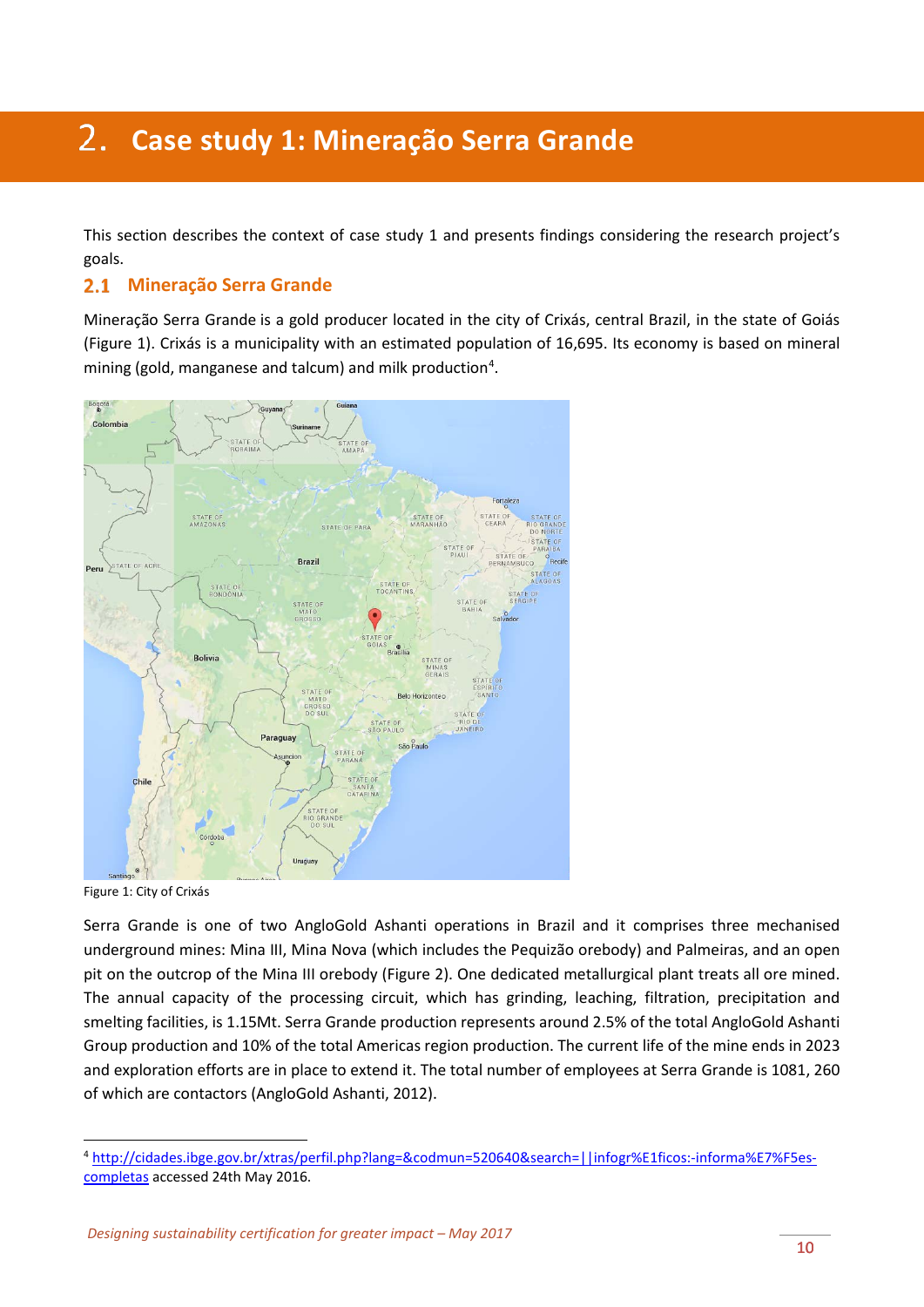# 2. Case study 1: Mineração Serra Grande

This section describes the context of case study 1 and presents findings considering the research project's goals.

## 2.1 Mineração Serra Grande

Mineração Serra Grande is a gold producer located in the city of Crixás, central Brazil, in the state of Goiás (Figure 1). Crixás is a municipality with an estimated population of 16,695. Its economy is based on mineral mining (gold, manganese and talcum) and milk production[4].

Figure 1: City of Crixás

Serra Grande is one of two AngloGold Ashanti operations in Brazil and it comprises three mechanised underground mines: Mina III, Mina Nova (which includes the Pequizão orebody) and Palmeiras, and an open pit on the outcrop of the Mina III orebody (Figure 2). One dedicated metallurgical plant treats all ore mined. The annual capacity of the processing circuit, which has grinding, leaching, filtration, precipitation and smelting facilities, is 1.15Mt. Serra Grande production represents around 2.5% of the total AngloGold Ashanti Group production and 10% of the total Americas region production. The current life of the mine ends in 2023 and exploration efforts are in place to extend it. The total number of employees at Serra Grande is 1081, 260 of which are contactors (AngloGold Ashanti, 2012).

[4] http://cidades.ibge.gov.br/xtras/perfil.php?lang=&codmun=520640&search=||infogr%E1ficos:-informa%E7%F5es-completas accessed 24th May 2016.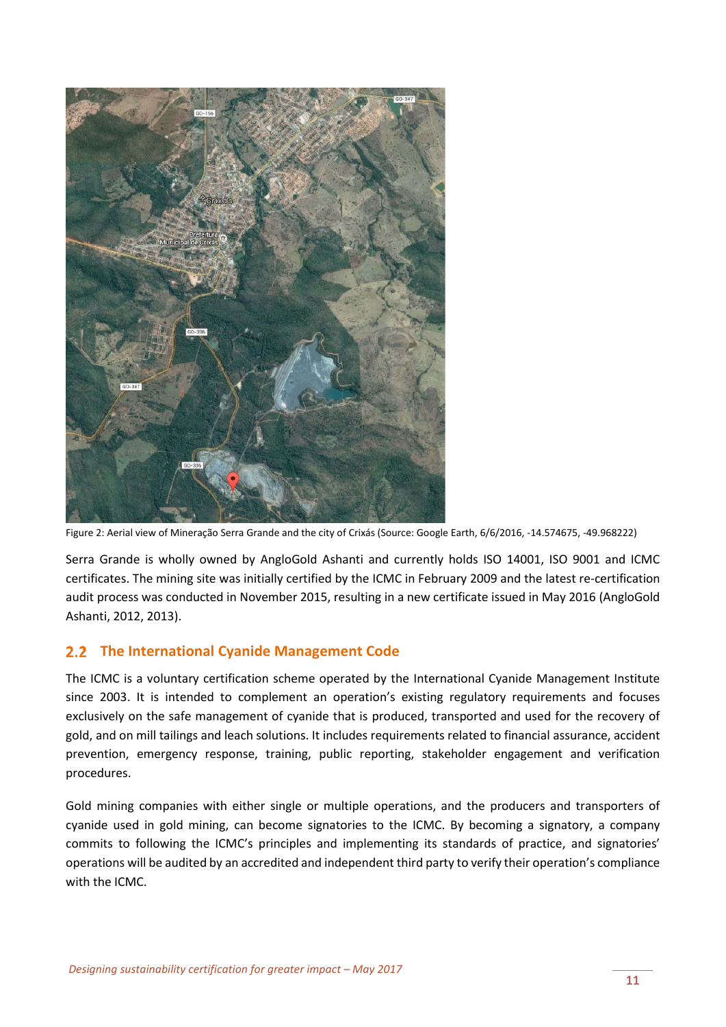Figure 2: Aerial view of Mineração Serra Grande and the city of Crixás (Source: Google Earth, 6/6/2016, -14.574675, -49.968222)

Serra Grande is wholly owned by AngloGold Ashanti and currently holds ISO 14001, ISO 9001 and ICMC certificates. The mining site was initially certified by the ICMC in February 2009 and the latest re-certification audit process was conducted in November 2015, resulting in a new certificate issued in May 2016 (AngloGold Ashanti, 2012, 2013).

## 2.2 The International Cyanide Management Code

The ICMC is a voluntary certification scheme operated by the International Cyanide Management Institute since 2003. It is intended to complement an operation's existing regulatory requirements and focuses exclusively on the safe management of cyanide that is produced, transported and used for the recovery of gold, and on mill tailings and leach solutions. It includes requirements related to financial assurance, accident prevention, emergency response, training, public reporting, stakeholder engagement and verification procedures.

Gold mining companies with either single or multiple operations, and the producers and transporters of cyanide used in gold mining, can become signatories to the ICMC. By becoming a signatory, a company commits to following the ICMC's principles and implementing its standards of practice, and signatories' operations will be audited by an accredited and independent third party to verify their operation's compliance with the ICMC.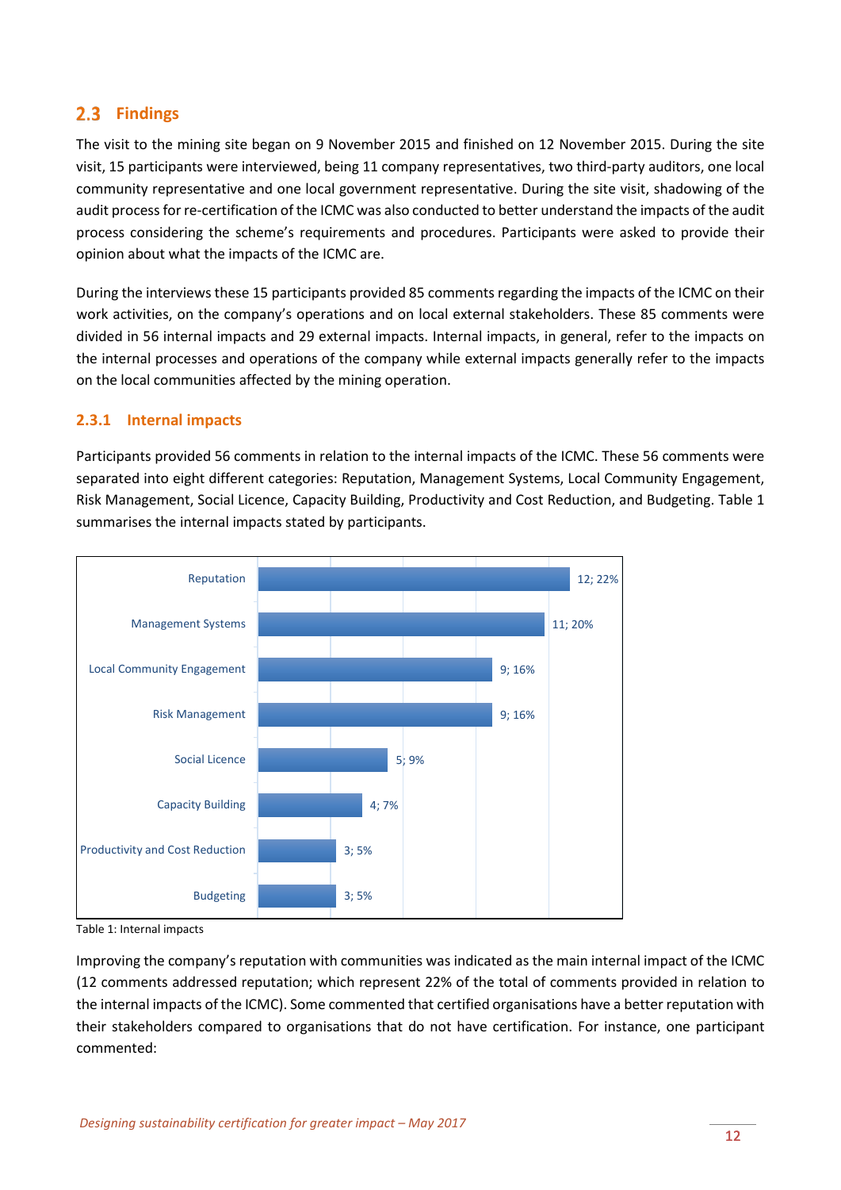## 2.3 Findings

The visit to the mining site began on 9 November 2015 and finished on 12 November 2015. During the site visit, 15 participants were interviewed, being 11 company representatives, two third-party auditors, one local community representative and one local government representative. During the site visit, shadowing of the audit process for re-certification of the ICMC was also conducted to better understand the impacts of the audit process considering the scheme's requirements and procedures. Participants were asked to provide their opinion about what the impacts of the ICMC are.

During the interviews these 15 participants provided 85 comments regarding the impacts of the ICMC on their work activities, on the company's operations and on local external stakeholders. These 85 comments were divided in 56 internal impacts and 29 external impacts. Internal impacts, in general, refer to the impacts on the internal processes and operations of the company while external impacts generally refer to the impacts on the local communities affected by the mining operation.

### 2.3.1 Internal impacts

Participants provided 56 comments in relation to the internal impacts of the ICMC. These 56 comments were separated into eight different categories: Reputation, Management Systems, Local Community Engagement, Risk Management, Social Licence, Capacity Building, Productivity and Cost Reduction, and Budgeting. Table 1 summarises the internal impacts stated by participants.

| Category | Comments; % |
|---|---|
| Reputation | 12; 22% |
| Management Systems | 11; 20% |
| Local Community Engagement | 9; 16% |
| Risk Management | 9; 16% |
| Social Licence | 5; 9% |
| Capacity Building | 4; 7% |
| Productivity and Cost Reduction | 3; 5% |
| Budgeting | 3; 5% |

Table 1: Internal impacts

Improving the company's reputation with communities was indicated as the main internal impact of the ICMC (12 comments addressed reputation; which represent 22% of the total of comments provided in relation to the internal impacts of the ICMC). Some commented that certified organisations have a better reputation with their stakeholders compared to organisations that do not have certification. For instance, one participant commented: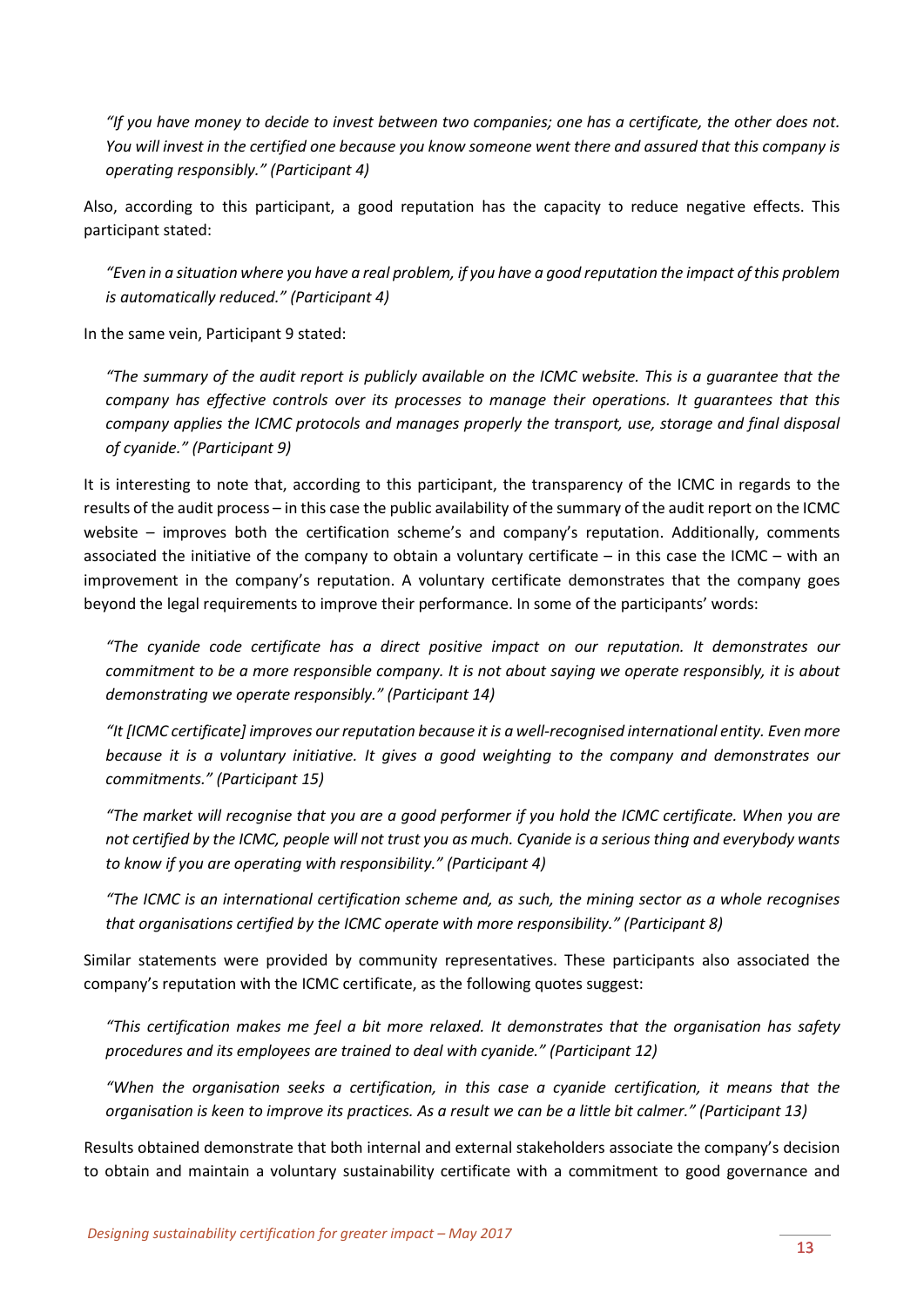*"If you have money to decide to invest between two companies; one has a certificate, the other does not. You will invest in the certified one because you know someone went there and assured that this company is operating responsibly." (Participant 4)*

Also, according to this participant, a good reputation has the capacity to reduce negative effects. This participant stated:

*"Even in a situation where you have a real problem, if you have a good reputation the impact of this problem is automatically reduced." (Participant 4)*

In the same vein, Participant 9 stated:

*"The summary of the audit report is publicly available on the ICMC website. This is a guarantee that the company has effective controls over its processes to manage their operations. It guarantees that this company applies the ICMC protocols and manages properly the transport, use, storage and final disposal of cyanide." (Participant 9)*

It is interesting to note that, according to this participant, the transparency of the ICMC in regards to the results of the audit process – in this case the public availability of the summary of the audit report on the ICMC website – improves both the certification scheme's and company's reputation. Additionally, comments associated the initiative of the company to obtain a voluntary certificate – in this case the ICMC – with an improvement in the company's reputation. A voluntary certificate demonstrates that the company goes beyond the legal requirements to improve their performance. In some of the participants' words:

*"The cyanide code certificate has a direct positive impact on our reputation. It demonstrates our commitment to be a more responsible company. It is not about saying we operate responsibly, it is about demonstrating we operate responsibly." (Participant 14)*

*"It [ICMC certificate] improves our reputation because it is a well-recognised international entity. Even more because it is a voluntary initiative. It gives a good weighting to the company and demonstrates our commitments." (Participant 15)*

*"The market will recognise that you are a good performer if you hold the ICMC certificate. When you are not certified by the ICMC, people will not trust you as much. Cyanide is a serious thing and everybody wants to know if you are operating with responsibility." (Participant 4)*

*"The ICMC is an international certification scheme and, as such, the mining sector as a whole recognises that organisations certified by the ICMC operate with more responsibility." (Participant 8)*

Similar statements were provided by community representatives. These participants also associated the company's reputation with the ICMC certificate, as the following quotes suggest:

*"This certification makes me feel a bit more relaxed. It demonstrates that the organisation has safety procedures and its employees are trained to deal with cyanide." (Participant 12)*

*"When the organisation seeks a certification, in this case a cyanide certification, it means that the organisation is keen to improve its practices. As a result we can be a little bit calmer." (Participant 13)*

Results obtained demonstrate that both internal and external stakeholders associate the company's decision to obtain and maintain a voluntary sustainability certificate with a commitment to good governance and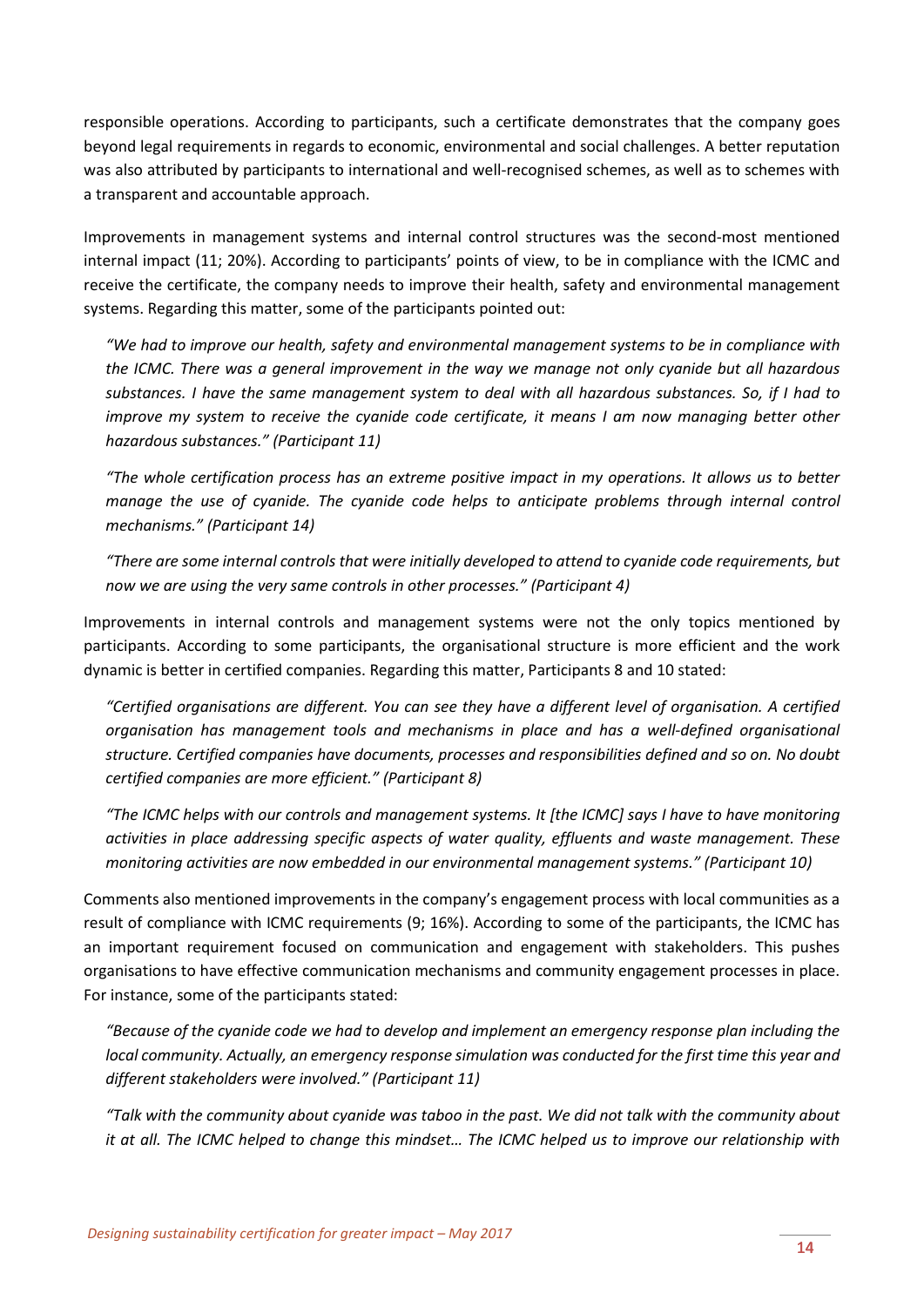responsible operations. According to participants, such a certificate demonstrates that the company goes beyond legal requirements in regards to economic, environmental and social challenges. A better reputation was also attributed by participants to international and well-recognised schemes, as well as to schemes with a transparent and accountable approach.

Improvements in management systems and internal control structures was the second-most mentioned internal impact (11; 20%). According to participants' points of view, to be in compliance with the ICMC and receive the certificate, the company needs to improve their health, safety and environmental management systems. Regarding this matter, some of the participants pointed out:

> *"We had to improve our health, safety and environmental management systems to be in compliance with the ICMC. There was a general improvement in the way we manage not only cyanide but all hazardous substances. I have the same management system to deal with all hazardous substances. So, if I had to improve my system to receive the cyanide code certificate, it means I am now managing better other hazardous substances." (Participant 11)*

> *"The whole certification process has an extreme positive impact in my operations. It allows us to better manage the use of cyanide. The cyanide code helps to anticipate problems through internal control mechanisms." (Participant 14)*

> *"There are some internal controls that were initially developed to attend to cyanide code requirements, but now we are using the very same controls in other processes." (Participant 4)*

Improvements in internal controls and management systems were not the only topics mentioned by participants. According to some participants, the organisational structure is more efficient and the work dynamic is better in certified companies. Regarding this matter, Participants 8 and 10 stated:

> *"Certified organisations are different. You can see they have a different level of organisation. A certified organisation has management tools and mechanisms in place and has a well-defined organisational structure. Certified companies have documents, processes and responsibilities defined and so on. No doubt certified companies are more efficient." (Participant 8)*

> *"The ICMC helps with our controls and management systems. It [the ICMC] says I have to have monitoring activities in place addressing specific aspects of water quality, effluents and waste management. These monitoring activities are now embedded in our environmental management systems." (Participant 10)*

Comments also mentioned improvements in the company's engagement process with local communities as a result of compliance with ICMC requirements (9; 16%). According to some of the participants, the ICMC has an important requirement focused on communication and engagement with stakeholders. This pushes organisations to have effective communication mechanisms and community engagement processes in place. For instance, some of the participants stated:

> *"Because of the cyanide code we had to develop and implement an emergency response plan including the local community. Actually, an emergency response simulation was conducted for the first time this year and different stakeholders were involved." (Participant 11)*

> *"Talk with the community about cyanide was taboo in the past. We did not talk with the community about it at all. The ICMC helped to change this mindset… The ICMC helped us to improve our relationship with*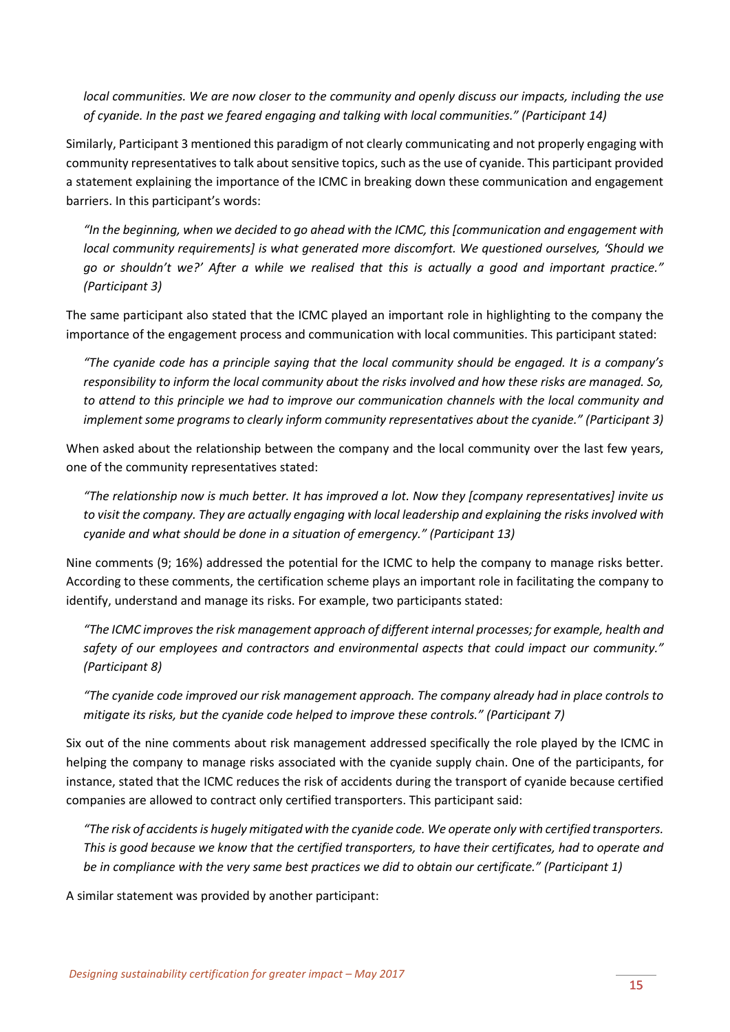*local communities. We are now closer to the community and openly discuss our impacts, including the use of cyanide. In the past we feared engaging and talking with local communities." (Participant 14)*

Similarly, Participant 3 mentioned this paradigm of not clearly communicating and not properly engaging with community representatives to talk about sensitive topics, such as the use of cyanide. This participant provided a statement explaining the importance of the ICMC in breaking down these communication and engagement barriers. In this participant's words:

> *"In the beginning, when we decided to go ahead with the ICMC, this [communication and engagement with local community requirements] is what generated more discomfort. We questioned ourselves, 'Should we go or shouldn't we?' After a while we realised that this is actually a good and important practice." (Participant 3)*

The same participant also stated that the ICMC played an important role in highlighting to the company the importance of the engagement process and communication with local communities. This participant stated:

> *"The cyanide code has a principle saying that the local community should be engaged. It is a company's responsibility to inform the local community about the risks involved and how these risks are managed. So, to attend to this principle we had to improve our communication channels with the local community and implement some programs to clearly inform community representatives about the cyanide." (Participant 3)*

When asked about the relationship between the company and the local community over the last few years, one of the community representatives stated:

> *"The relationship now is much better. It has improved a lot. Now they [company representatives] invite us to visit the company. They are actually engaging with local leadership and explaining the risks involved with cyanide and what should be done in a situation of emergency." (Participant 13)*

Nine comments (9; 16%) addressed the potential for the ICMC to help the company to manage risks better. According to these comments, the certification scheme plays an important role in facilitating the company to identify, understand and manage its risks. For example, two participants stated:

> *"The ICMC improves the risk management approach of different internal processes; for example, health and safety of our employees and contractors and environmental aspects that could impact our community." (Participant 8)*

> *"The cyanide code improved our risk management approach. The company already had in place controls to mitigate its risks, but the cyanide code helped to improve these controls." (Participant 7)*

Six out of the nine comments about risk management addressed specifically the role played by the ICMC in helping the company to manage risks associated with the cyanide supply chain. One of the participants, for instance, stated that the ICMC reduces the risk of accidents during the transport of cyanide because certified companies are allowed to contract only certified transporters. This participant said:

> *"The risk of accidents is hugely mitigated with the cyanide code. We operate only with certified transporters. This is good because we know that the certified transporters, to have their certificates, had to operate and be in compliance with the very same best practices we did to obtain our certificate." (Participant 1)*

A similar statement was provided by another participant: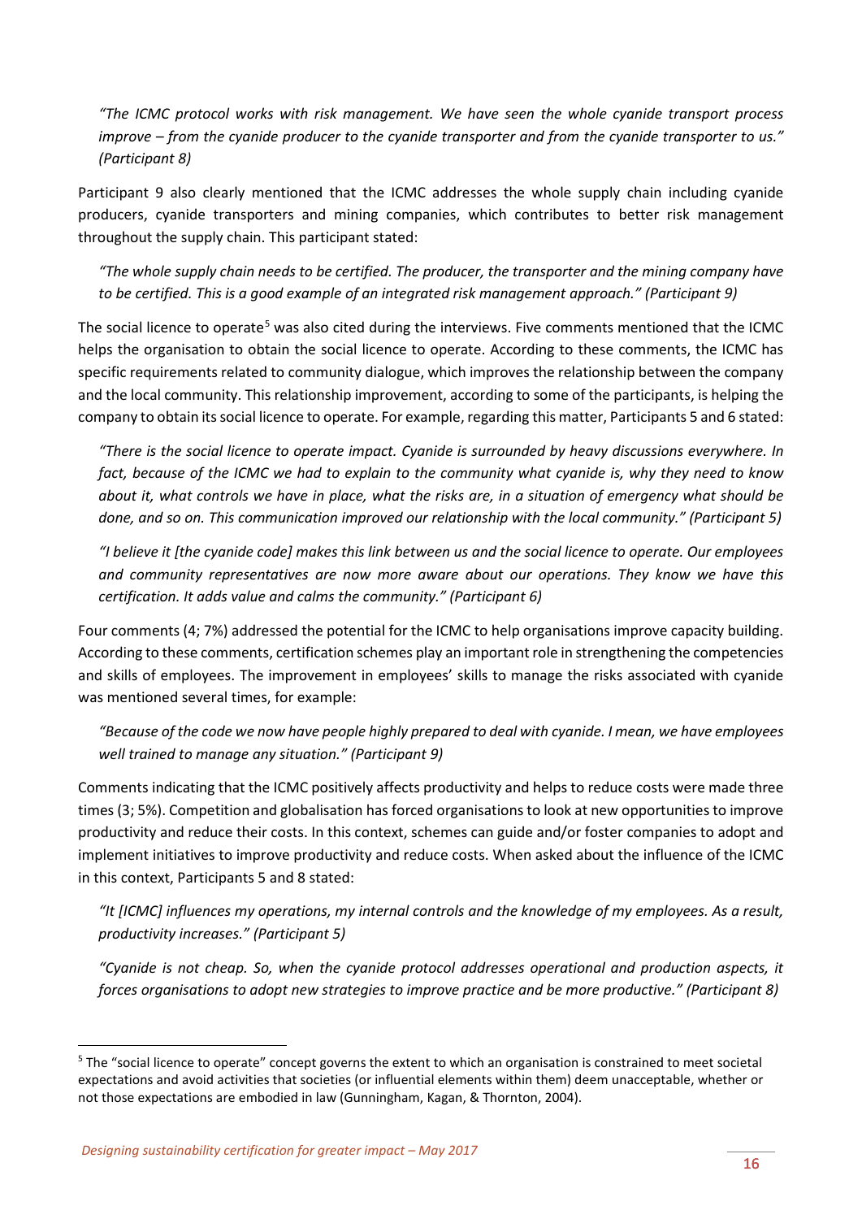> *"The ICMC protocol works with risk management. We have seen the whole cyanide transport process improve – from the cyanide producer to the cyanide transporter and from the cyanide transporter to us." (Participant 8)*

Participant 9 also clearly mentioned that the ICMC addresses the whole supply chain including cyanide producers, cyanide transporters and mining companies, which contributes to better risk management throughout the supply chain. This participant stated:

> *"The whole supply chain needs to be certified. The producer, the transporter and the mining company have to be certified. This is a good example of an integrated risk management approach." (Participant 9)*

The social licence to operate[5] was also cited during the interviews. Five comments mentioned that the ICMC helps the organisation to obtain the social licence to operate. According to these comments, the ICMC has specific requirements related to community dialogue, which improves the relationship between the company and the local community. This relationship improvement, according to some of the participants, is helping the company to obtain its social licence to operate. For example, regarding this matter, Participants 5 and 6 stated:

> *"There is the social licence to operate impact. Cyanide is surrounded by heavy discussions everywhere. In fact, because of the ICMC we had to explain to the community what cyanide is, why they need to know about it, what controls we have in place, what the risks are, in a situation of emergency what should be done, and so on. This communication improved our relationship with the local community." (Participant 5)*

> *"I believe it [the cyanide code] makes this link between us and the social licence to operate. Our employees and community representatives are now more aware about our operations. They know we have this certification. It adds value and calms the community." (Participant 6)*

Four comments (4; 7%) addressed the potential for the ICMC to help organisations improve capacity building. According to these comments, certification schemes play an important role in strengthening the competencies and skills of employees. The improvement in employees' skills to manage the risks associated with cyanide was mentioned several times, for example:

> *"Because of the code we now have people highly prepared to deal with cyanide. I mean, we have employees well trained to manage any situation." (Participant 9)*

Comments indicating that the ICMC positively affects productivity and helps to reduce costs were made three times (3; 5%). Competition and globalisation has forced organisations to look at new opportunities to improve productivity and reduce their costs. In this context, schemes can guide and/or foster companies to adopt and implement initiatives to improve productivity and reduce costs. When asked about the influence of the ICMC in this context, Participants 5 and 8 stated:

> *"It [ICMC] influences my operations, my internal controls and the knowledge of my employees. As a result, productivity increases." (Participant 5)*

> *"Cyanide is not cheap. So, when the cyanide protocol addresses operational and production aspects, it forces organisations to adopt new strategies to improve practice and be more productive." (Participant 8)*

---

[5] The "social licence to operate" concept governs the extent to which an organisation is constrained to meet societal expectations and avoid activities that societies (or influential elements within them) deem unacceptable, whether or not those expectations are embodied in law (Gunningham, Kagan, & Thornton, 2004).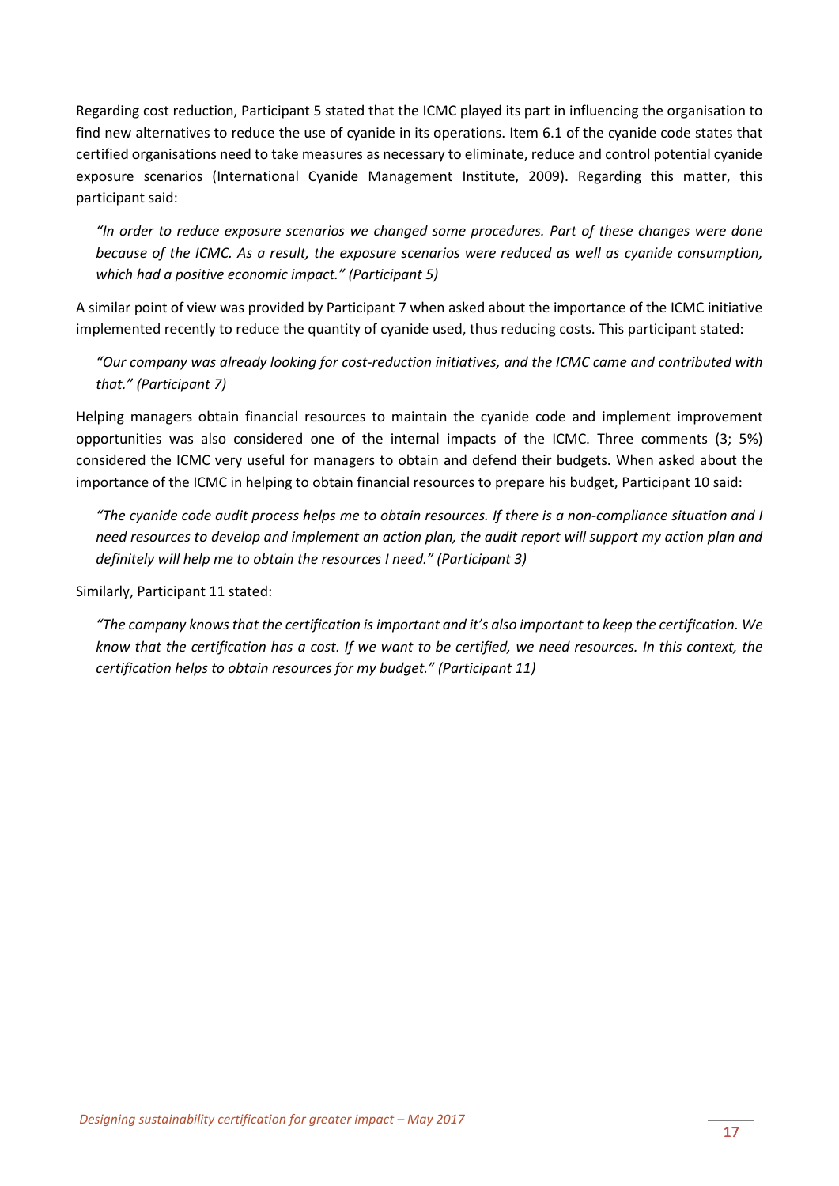Regarding cost reduction, Participant 5 stated that the ICMC played its part in influencing the organisation to find new alternatives to reduce the use of cyanide in its operations. Item 6.1 of the cyanide code states that certified organisations need to take measures as necessary to eliminate, reduce and control potential cyanide exposure scenarios (International Cyanide Management Institute, 2009). Regarding this matter, this participant said:

> *"In order to reduce exposure scenarios we changed some procedures. Part of these changes were done because of the ICMC. As a result, the exposure scenarios were reduced as well as cyanide consumption, which had a positive economic impact." (Participant 5)*

A similar point of view was provided by Participant 7 when asked about the importance of the ICMC initiative implemented recently to reduce the quantity of cyanide used, thus reducing costs. This participant stated:

> *"Our company was already looking for cost-reduction initiatives, and the ICMC came and contributed with that." (Participant 7)*

Helping managers obtain financial resources to maintain the cyanide code and implement improvement opportunities was also considered one of the internal impacts of the ICMC. Three comments (3; 5%) considered the ICMC very useful for managers to obtain and defend their budgets. When asked about the importance of the ICMC in helping to obtain financial resources to prepare his budget, Participant 10 said:

> *"The cyanide code audit process helps me to obtain resources. If there is a non-compliance situation and I need resources to develop and implement an action plan, the audit report will support my action plan and definitely will help me to obtain the resources I need." (Participant 3)*

Similarly, Participant 11 stated:

> *"The company knows that the certification is important and it's also important to keep the certification. We know that the certification has a cost. If we want to be certified, we need resources. In this context, the certification helps to obtain resources for my budget." (Participant 11)*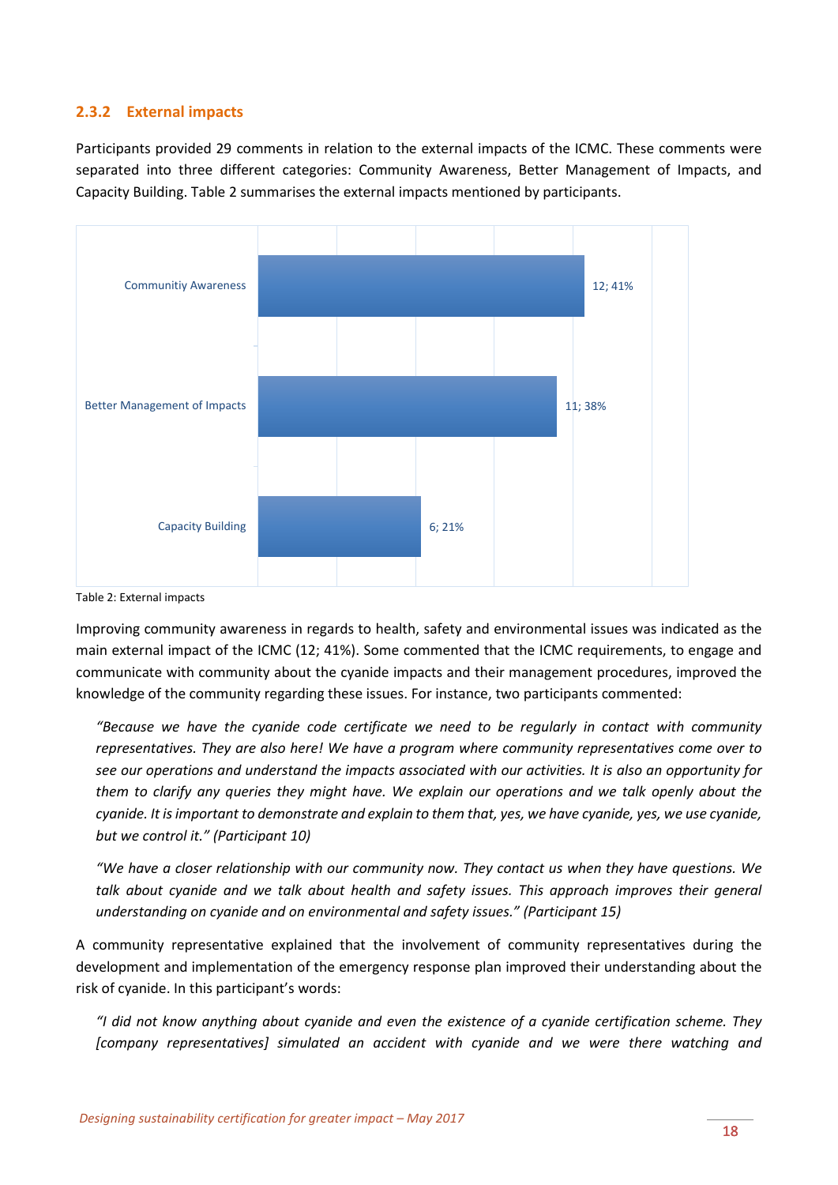### 2.3.2 External impacts

Participants provided 29 comments in relation to the external impacts of the ICMC. These comments were separated into three different categories: Community Awareness, Better Management of Impacts, and Capacity Building. Table 2 summarises the external impacts mentioned by participants.

| Category | Comments; % |
| --- | --- |
| Communitiy Awareness | 12; 41% |
| Better Management of Impacts | 11; 38% |
| Capacity Building | 6; 21% |

Table 2: External impacts

Improving community awareness in regards to health, safety and environmental issues was indicated as the main external impact of the ICMC (12; 41%). Some commented that the ICMC requirements, to engage and communicate with community about the cyanide impacts and their management procedures, improved the knowledge of the community regarding these issues. For instance, two participants commented:

> *"Because we have the cyanide code certificate we need to be regularly in contact with community representatives. They are also here! We have a program where community representatives come over to see our operations and understand the impacts associated with our activities. It is also an opportunity for them to clarify any queries they might have. We explain our operations and we talk openly about the cyanide. It is important to demonstrate and explain to them that, yes, we have cyanide, yes, we use cyanide, but we control it." (Participant 10)*

> *"We have a closer relationship with our community now. They contact us when they have questions. We talk about cyanide and we talk about health and safety issues. This approach improves their general understanding on cyanide and on environmental and safety issues." (Participant 15)*

A community representative explained that the involvement of community representatives during the development and implementation of the emergency response plan improved their understanding about the risk of cyanide. In this participant's words:

> *"I did not know anything about cyanide and even the existence of a cyanide certification scheme. They [company representatives] simulated an accident with cyanide and we were there watching and*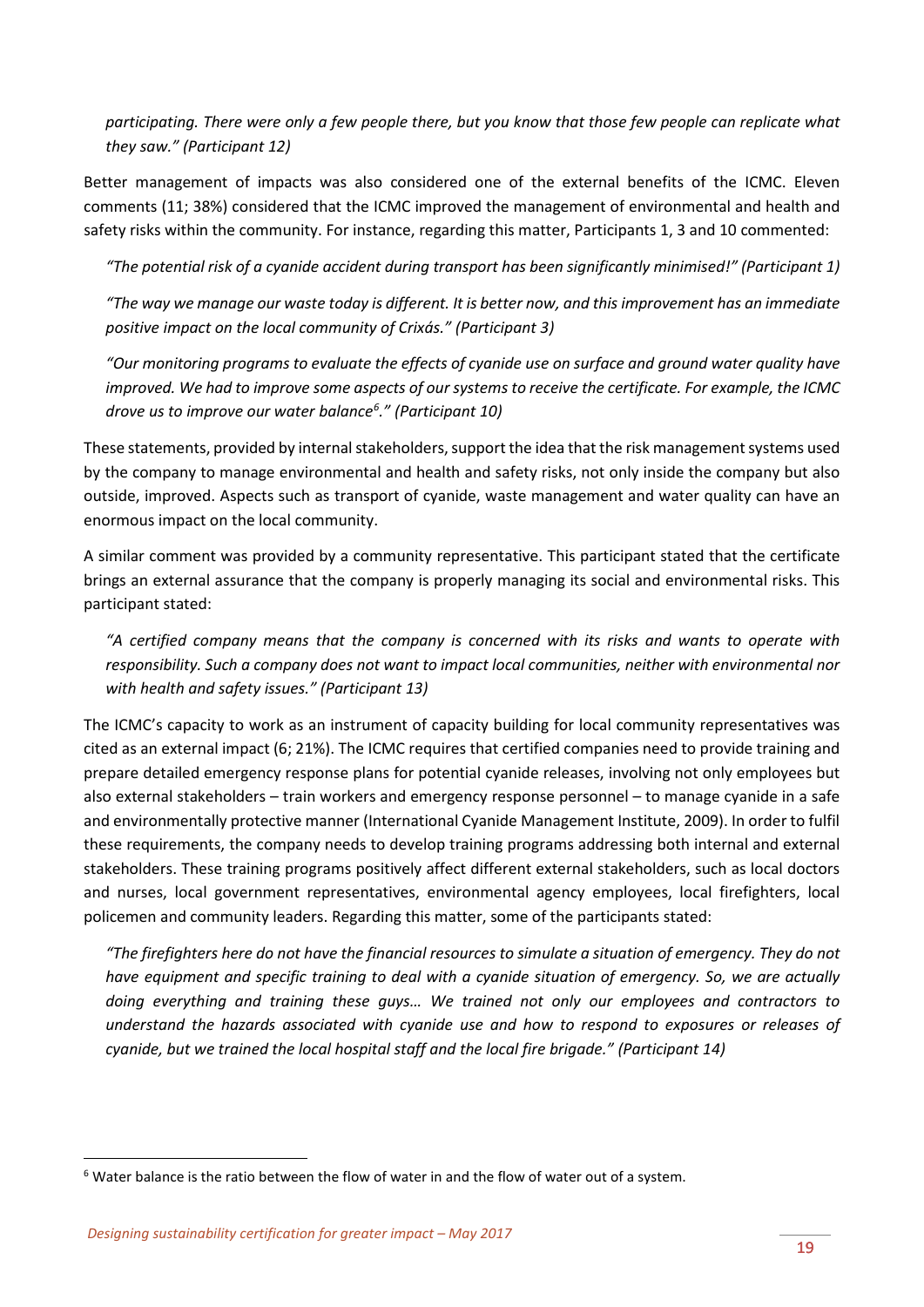*participating. There were only a few people there, but you know that those few people can replicate what they saw." (Participant 12)*

Better management of impacts was also considered one of the external benefits of the ICMC. Eleven comments (11; 38%) considered that the ICMC improved the management of environmental and health and safety risks within the community. For instance, regarding this matter, Participants 1, 3 and 10 commented:

*"The potential risk of a cyanide accident during transport has been significantly minimised!" (Participant 1)*

*"The way we manage our waste today is different. It is better now, and this improvement has an immediate positive impact on the local community of Crixás." (Participant 3)*

*"Our monitoring programs to evaluate the effects of cyanide use on surface and ground water quality have improved. We had to improve some aspects of our systems to receive the certificate. For example, the ICMC drove us to improve our water balance[6]." (Participant 10)*

These statements, provided by internal stakeholders, support the idea that the risk management systems used by the company to manage environmental and health and safety risks, not only inside the company but also outside, improved. Aspects such as transport of cyanide, waste management and water quality can have an enormous impact on the local community.

A similar comment was provided by a community representative. This participant stated that the certificate brings an external assurance that the company is properly managing its social and environmental risks. This participant stated:

*"A certified company means that the company is concerned with its risks and wants to operate with responsibility. Such a company does not want to impact local communities, neither with environmental nor with health and safety issues." (Participant 13)*

The ICMC's capacity to work as an instrument of capacity building for local community representatives was cited as an external impact (6; 21%). The ICMC requires that certified companies need to provide training and prepare detailed emergency response plans for potential cyanide releases, involving not only employees but also external stakeholders – train workers and emergency response personnel – to manage cyanide in a safe and environmentally protective manner (International Cyanide Management Institute, 2009). In order to fulfil these requirements, the company needs to develop training programs addressing both internal and external stakeholders. These training programs positively affect different external stakeholders, such as local doctors and nurses, local government representatives, environmental agency employees, local firefighters, local policemen and community leaders. Regarding this matter, some of the participants stated:

*"The firefighters here do not have the financial resources to simulate a situation of emergency. They do not have equipment and specific training to deal with a cyanide situation of emergency. So, we are actually doing everything and training these guys… We trained not only our employees and contractors to understand the hazards associated with cyanide use and how to respond to exposures or releases of cyanide, but we trained the local hospital staff and the local fire brigade." (Participant 14)*

---

[6] Water balance is the ratio between the flow of water in and the flow of water out of a system.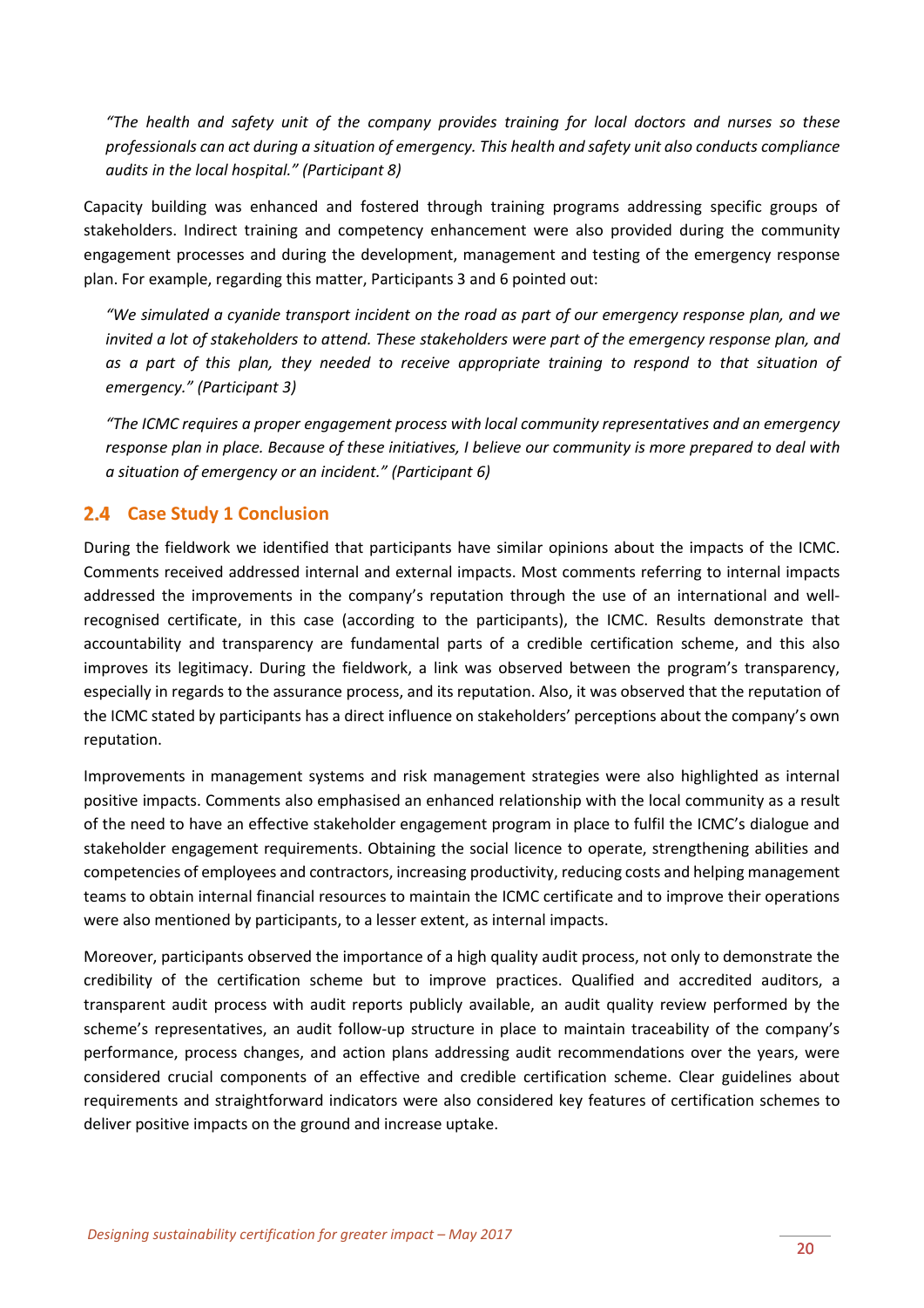*"The health and safety unit of the company provides training for local doctors and nurses so these professionals can act during a situation of emergency. This health and safety unit also conducts compliance audits in the local hospital." (Participant 8)*

Capacity building was enhanced and fostered through training programs addressing specific groups of stakeholders. Indirect training and competency enhancement were also provided during the community engagement processes and during the development, management and testing of the emergency response plan. For example, regarding this matter, Participants 3 and 6 pointed out:

*"We simulated a cyanide transport incident on the road as part of our emergency response plan, and we invited a lot of stakeholders to attend. These stakeholders were part of the emergency response plan, and as a part of this plan, they needed to receive appropriate training to respond to that situation of emergency." (Participant 3)*

*"The ICMC requires a proper engagement process with local community representatives and an emergency response plan in place. Because of these initiatives, I believe our community is more prepared to deal with a situation of emergency or an incident." (Participant 6)*

## 2.4 Case Study 1 Conclusion

During the fieldwork we identified that participants have similar opinions about the impacts of the ICMC. Comments received addressed internal and external impacts. Most comments referring to internal impacts addressed the improvements in the company's reputation through the use of an international and well-recognised certificate, in this case (according to the participants), the ICMC. Results demonstrate that accountability and transparency are fundamental parts of a credible certification scheme, and this also improves its legitimacy. During the fieldwork, a link was observed between the program's transparency, especially in regards to the assurance process, and its reputation. Also, it was observed that the reputation of the ICMC stated by participants has a direct influence on stakeholders' perceptions about the company's own reputation.

Improvements in management systems and risk management strategies were also highlighted as internal positive impacts. Comments also emphasised an enhanced relationship with the local community as a result of the need to have an effective stakeholder engagement program in place to fulfil the ICMC's dialogue and stakeholder engagement requirements. Obtaining the social licence to operate, strengthening abilities and competencies of employees and contractors, increasing productivity, reducing costs and helping management teams to obtain internal financial resources to maintain the ICMC certificate and to improve their operations were also mentioned by participants, to a lesser extent, as internal impacts.

Moreover, participants observed the importance of a high quality audit process, not only to demonstrate the credibility of the certification scheme but to improve practices. Qualified and accredited auditors, a transparent audit process with audit reports publicly available, an audit quality review performed by the scheme's representatives, an audit follow-up structure in place to maintain traceability of the company's performance, process changes, and action plans addressing audit recommendations over the years, were considered crucial components of an effective and credible certification scheme. Clear guidelines about requirements and straightforward indicators were also considered key features of certification schemes to deliver positive impacts on the ground and increase uptake.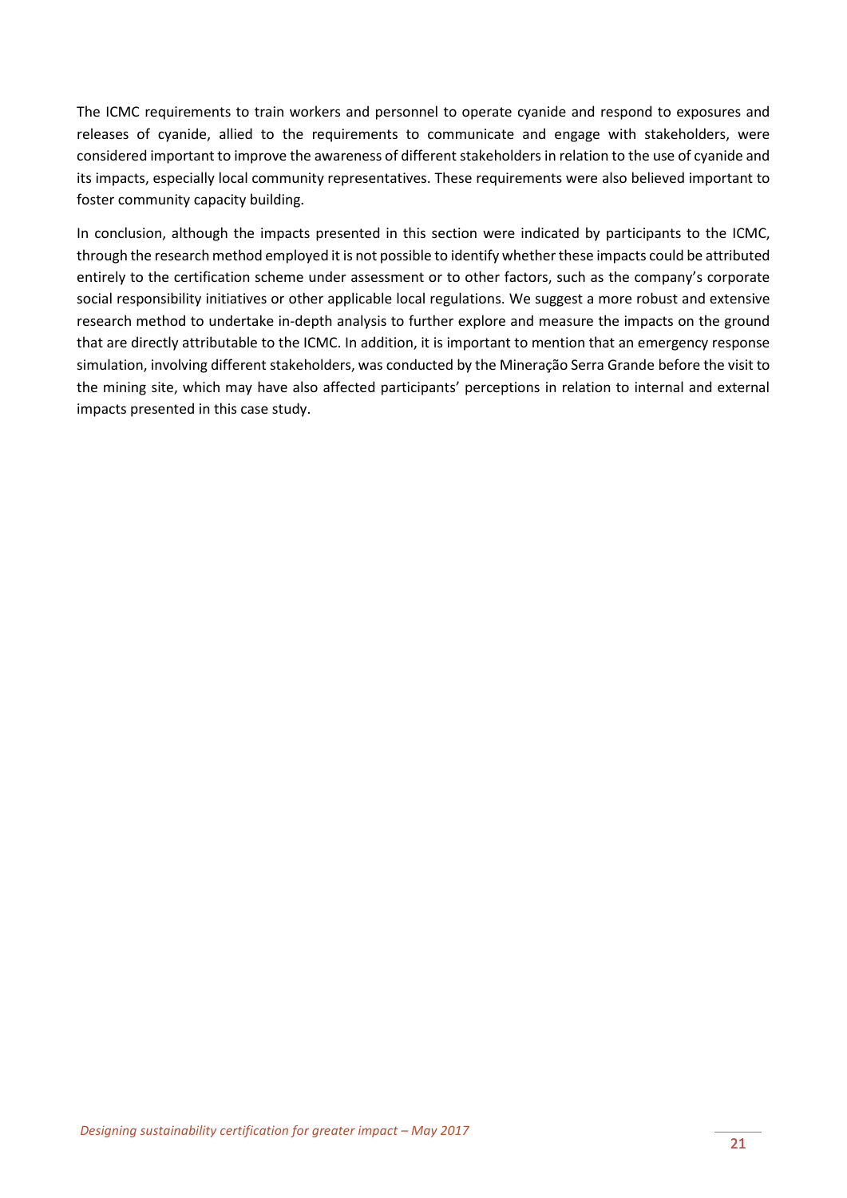The ICMC requirements to train workers and personnel to operate cyanide and respond to exposures and releases of cyanide, allied to the requirements to communicate and engage with stakeholders, were considered important to improve the awareness of different stakeholders in relation to the use of cyanide and its impacts, especially local community representatives. These requirements were also believed important to foster community capacity building.

In conclusion, although the impacts presented in this section were indicated by participants to the ICMC, through the research method employed it is not possible to identify whether these impacts could be attributed entirely to the certification scheme under assessment or to other factors, such as the company's corporate social responsibility initiatives or other applicable local regulations. We suggest a more robust and extensive research method to undertake in-depth analysis to further explore and measure the impacts on the ground that are directly attributable to the ICMC. In addition, it is important to mention that an emergency response simulation, involving different stakeholders, was conducted by the Mineração Serra Grande before the visit to the mining site, which may have also affected participants' perceptions in relation to internal and external impacts presented in this case study.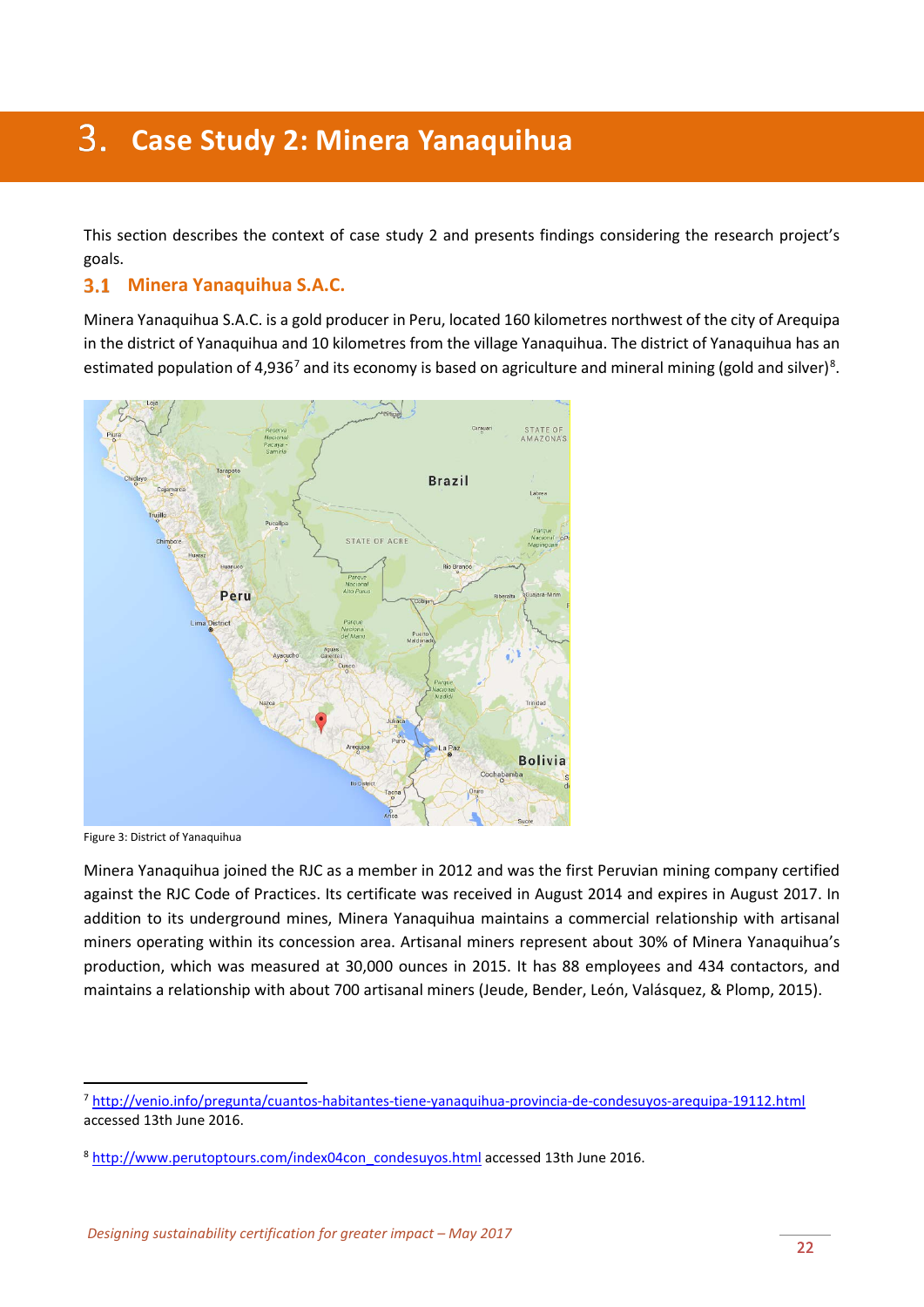# 3. Case Study 2: Minera Yanaquihua

This section describes the context of case study 2 and presents findings considering the research project's goals.

## 3.1 Minera Yanaquihua S.A.C.

Minera Yanaquihua S.A.C. is a gold producer in Peru, located 160 kilometres northwest of the city of Arequipa in the district of Yanaquihua and 10 kilometres from the village Yanaquihua. The district of Yanaquihua has an estimated population of 4,936[7] and its economy is based on agriculture and mineral mining (gold and silver)[8].

Figure 3: District of Yanaquihua

Minera Yanaquihua joined the RJC as a member in 2012 and was the first Peruvian mining company certified against the RJC Code of Practices. Its certificate was received in August 2014 and expires in August 2017. In addition to its underground mines, Minera Yanaquihua maintains a commercial relationship with artisanal miners operating within its concession area. Artisanal miners represent about 30% of Minera Yanaquihua's production, which was measured at 30,000 ounces in 2015. It has 88 employees and 434 contactors, and maintains a relationship with about 700 artisanal miners (Jeude, Bender, León, Valásquez, & Plomp, 2015).

---

[7] http://venio.info/pregunta/cuantos-habitantes-tiene-yanaquihua-provincia-de-condesuyos-arequipa-19112.html accessed 13th June 2016.

[8] http://www.perutoptours.com/index04con_condesuyos.html accessed 13th June 2016.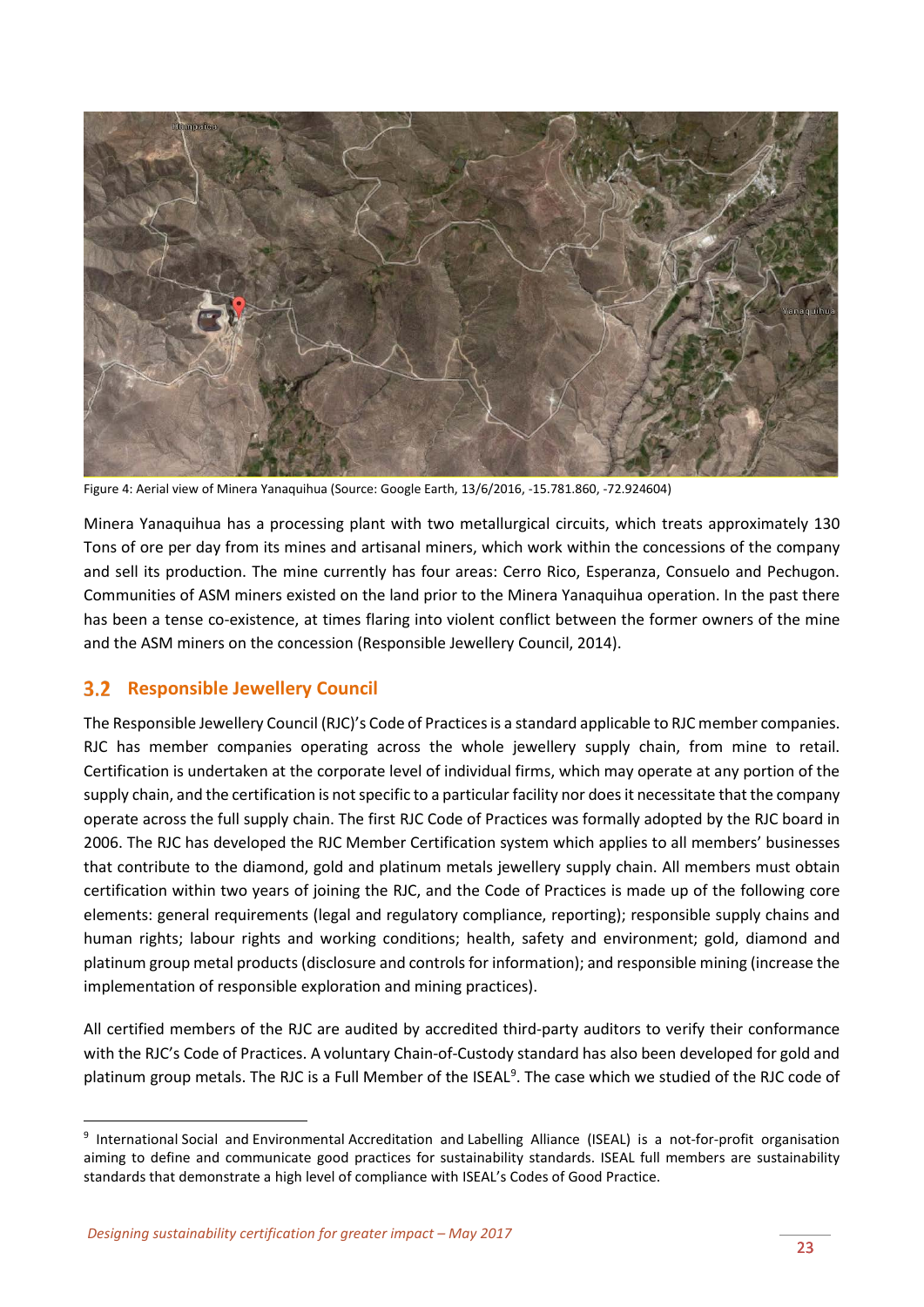Figure 4: Aerial view of Minera Yanaquihua (Source: Google Earth, 13/6/2016, -15.781.860, -72.924604)

Minera Yanaquihua has a processing plant with two metallurgical circuits, which treats approximately 130 Tons of ore per day from its mines and artisanal miners, which work within the concessions of the company and sell its production. The mine currently has four areas: Cerro Rico, Esperanza, Consuelo and Pechugon. Communities of ASM miners existed on the land prior to the Minera Yanaquihua operation. In the past there has been a tense co-existence, at times flaring into violent conflict between the former owners of the mine and the ASM miners on the concession (Responsible Jewellery Council, 2014).

## 3.2 Responsible Jewellery Council

The Responsible Jewellery Council (RJC)'s Code of Practices is a standard applicable to RJC member companies. RJC has member companies operating across the whole jewellery supply chain, from mine to retail. Certification is undertaken at the corporate level of individual firms, which may operate at any portion of the supply chain, and the certification is not specific to a particular facility nor does it necessitate that the company operate across the full supply chain. The first RJC Code of Practices was formally adopted by the RJC board in 2006. The RJC has developed the RJC Member Certification system which applies to all members' businesses that contribute to the diamond, gold and platinum metals jewellery supply chain. All members must obtain certification within two years of joining the RJC, and the Code of Practices is made up of the following core elements: general requirements (legal and regulatory compliance, reporting); responsible supply chains and human rights; labour rights and working conditions; health, safety and environment; gold, diamond and platinum group metal products (disclosure and controls for information); and responsible mining (increase the implementation of responsible exploration and mining practices).

All certified members of the RJC are audited by accredited third-party auditors to verify their conformance with the RJC's Code of Practices. A voluntary Chain-of-Custody standard has also been developed for gold and platinum group metals. The RJC is a Full Member of the ISEAL[9]. The case which we studied of the RJC code of

[9] International Social and Environmental Accreditation and Labelling Alliance (ISEAL) is a not-for-profit organisation aiming to define and communicate good practices for sustainability standards. ISEAL full members are sustainability standards that demonstrate a high level of compliance with ISEAL's Codes of Good Practice.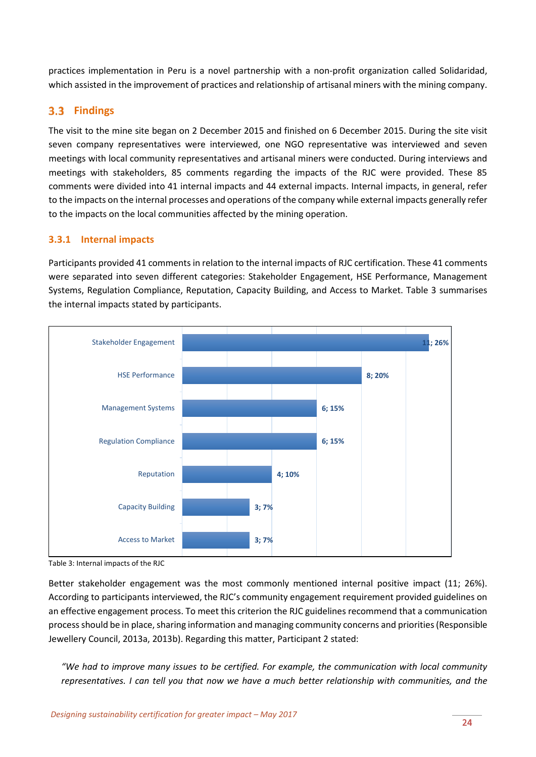practices implementation in Peru is a novel partnership with a non-profit organization called Solidaridad, which assisted in the improvement of practices and relationship of artisanal miners with the mining company.

## 3.3 Findings

The visit to the mine site began on 2 December 2015 and finished on 6 December 2015. During the site visit seven company representatives were interviewed, one NGO representative was interviewed and seven meetings with local community representatives and artisanal miners were conducted. During interviews and meetings with stakeholders, 85 comments regarding the impacts of the RJC were provided. These 85 comments were divided into 41 internal impacts and 44 external impacts. Internal impacts, in general, refer to the impacts on the internal processes and operations of the company while external impacts generally refer to the impacts on the local communities affected by the mining operation.

### 3.3.1 Internal impacts

Participants provided 41 comments in relation to the internal impacts of RJC certification. These 41 comments were separated into seven different categories: Stakeholder Engagement, HSE Performance, Management Systems, Regulation Compliance, Reputation, Capacity Building, and Access to Market. Table 3 summarises the internal impacts stated by participants.

| Category | Comments; % |
|---|---|
| Stakeholder Engagement | 11; 26% |
| HSE Performance | 8; 20% |
| Management Systems | 6; 15% |
| Regulation Compliance | 6; 15% |
| Reputation | 4; 10% |
| Capacity Building | 3; 7% |
| Access to Market | 3; 7% |

Table 3: Internal impacts of the RJC

Better stakeholder engagement was the most commonly mentioned internal positive impact (11; 26%). According to participants interviewed, the RJC's community engagement requirement provided guidelines on an effective engagement process. To meet this criterion the RJC guidelines recommend that a communication process should be in place, sharing information and managing community concerns and priorities (Responsible Jewellery Council, 2013a, 2013b). Regarding this matter, Participant 2 stated:

> *"We had to improve many issues to be certified. For example, the communication with local community representatives. I can tell you that now we have a much better relationship with communities, and the*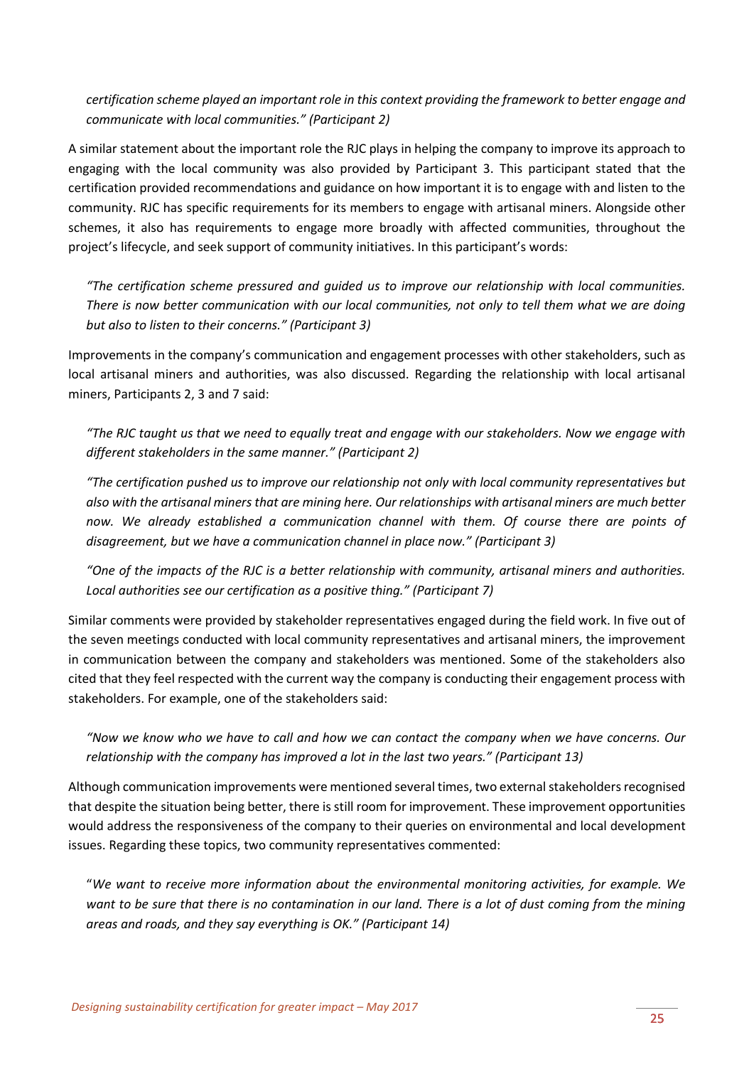*certification scheme played an important role in this context providing the framework to better engage and communicate with local communities." (Participant 2)*

A similar statement about the important role the RJC plays in helping the company to improve its approach to engaging with the local community was also provided by Participant 3. This participant stated that the certification provided recommendations and guidance on how important it is to engage with and listen to the community. RJC has specific requirements for its members to engage with artisanal miners. Alongside other schemes, it also has requirements to engage more broadly with affected communities, throughout the project's lifecycle, and seek support of community initiatives. In this participant's words:

> *"The certification scheme pressured and guided us to improve our relationship with local communities. There is now better communication with our local communities, not only to tell them what we are doing but also to listen to their concerns." (Participant 3)*

Improvements in the company's communication and engagement processes with other stakeholders, such as local artisanal miners and authorities, was also discussed. Regarding the relationship with local artisanal miners, Participants 2, 3 and 7 said:

> *"The RJC taught us that we need to equally treat and engage with our stakeholders. Now we engage with different stakeholders in the same manner." (Participant 2)*

> *"The certification pushed us to improve our relationship not only with local community representatives but also with the artisanal miners that are mining here. Our relationships with artisanal miners are much better now. We already established a communication channel with them. Of course there are points of disagreement, but we have a communication channel in place now." (Participant 3)*

> *"One of the impacts of the RJC is a better relationship with community, artisanal miners and authorities. Local authorities see our certification as a positive thing." (Participant 7)*

Similar comments were provided by stakeholder representatives engaged during the field work. In five out of the seven meetings conducted with local community representatives and artisanal miners, the improvement in communication between the company and stakeholders was mentioned. Some of the stakeholders also cited that they feel respected with the current way the company is conducting their engagement process with stakeholders. For example, one of the stakeholders said:

> *"Now we know who we have to call and how we can contact the company when we have concerns. Our relationship with the company has improved a lot in the last two years." (Participant 13)*

Although communication improvements were mentioned several times, two external stakeholders recognised that despite the situation being better, there is still room for improvement. These improvement opportunities would address the responsiveness of the company to their queries on environmental and local development issues. Regarding these topics, two community representatives commented:

> "*We want to receive more information about the environmental monitoring activities, for example. We want to be sure that there is no contamination in our land. There is a lot of dust coming from the mining areas and roads, and they say everything is OK." (Participant 14)*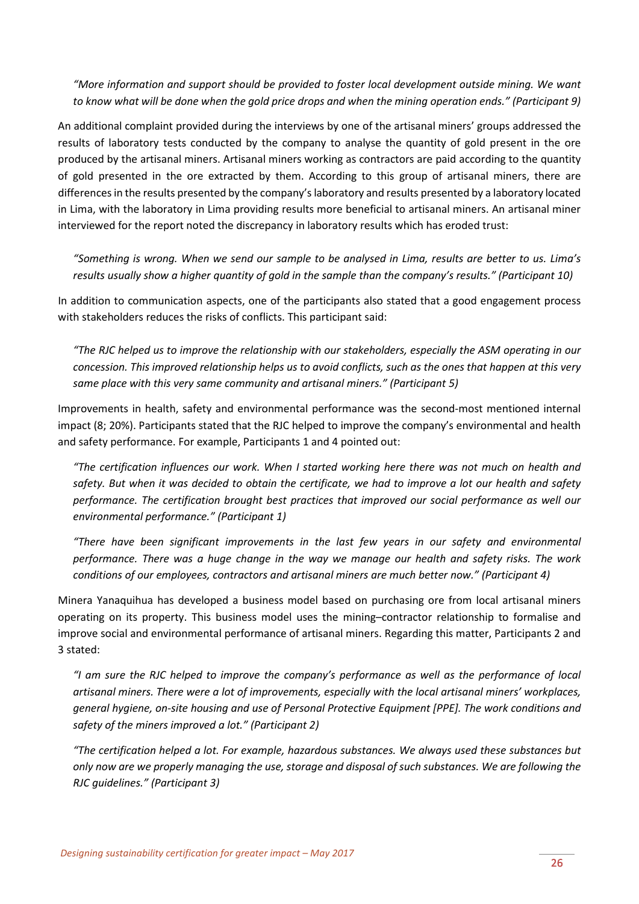*"More information and support should be provided to foster local development outside mining. We want to know what will be done when the gold price drops and when the mining operation ends." (Participant 9)*

An additional complaint provided during the interviews by one of the artisanal miners' groups addressed the results of laboratory tests conducted by the company to analyse the quantity of gold present in the ore produced by the artisanal miners. Artisanal miners working as contractors are paid according to the quantity of gold presented in the ore extracted by them. According to this group of artisanal miners, there are differences in the results presented by the company's laboratory and results presented by a laboratory located in Lima, with the laboratory in Lima providing results more beneficial to artisanal miners. An artisanal miner interviewed for the report noted the discrepancy in laboratory results which has eroded trust:

*"Something is wrong. When we send our sample to be analysed in Lima, results are better to us. Lima's results usually show a higher quantity of gold in the sample than the company's results." (Participant 10)*

In addition to communication aspects, one of the participants also stated that a good engagement process with stakeholders reduces the risks of conflicts. This participant said:

*"The RJC helped us to improve the relationship with our stakeholders, especially the ASM operating in our concession. This improved relationship helps us to avoid conflicts, such as the ones that happen at this very same place with this very same community and artisanal miners." (Participant 5)*

Improvements in health, safety and environmental performance was the second-most mentioned internal impact (8; 20%). Participants stated that the RJC helped to improve the company's environmental and health and safety performance. For example, Participants 1 and 4 pointed out:

*"The certification influences our work. When I started working here there was not much on health and safety. But when it was decided to obtain the certificate, we had to improve a lot our health and safety performance. The certification brought best practices that improved our social performance as well our environmental performance." (Participant 1)*

*"There have been significant improvements in the last few years in our safety and environmental performance. There was a huge change in the way we manage our health and safety risks. The work conditions of our employees, contractors and artisanal miners are much better now." (Participant 4)*

Minera Yanaquihua has developed a business model based on purchasing ore from local artisanal miners operating on its property. This business model uses the mining–contractor relationship to formalise and improve social and environmental performance of artisanal miners. Regarding this matter, Participants 2 and 3 stated:

*"I am sure the RJC helped to improve the company's performance as well as the performance of local artisanal miners. There were a lot of improvements, especially with the local artisanal miners' workplaces, general hygiene, on-site housing and use of Personal Protective Equipment [PPE]. The work conditions and safety of the miners improved a lot." (Participant 2)*

*"The certification helped a lot. For example, hazardous substances. We always used these substances but only now are we properly managing the use, storage and disposal of such substances. We are following the RJC guidelines." (Participant 3)*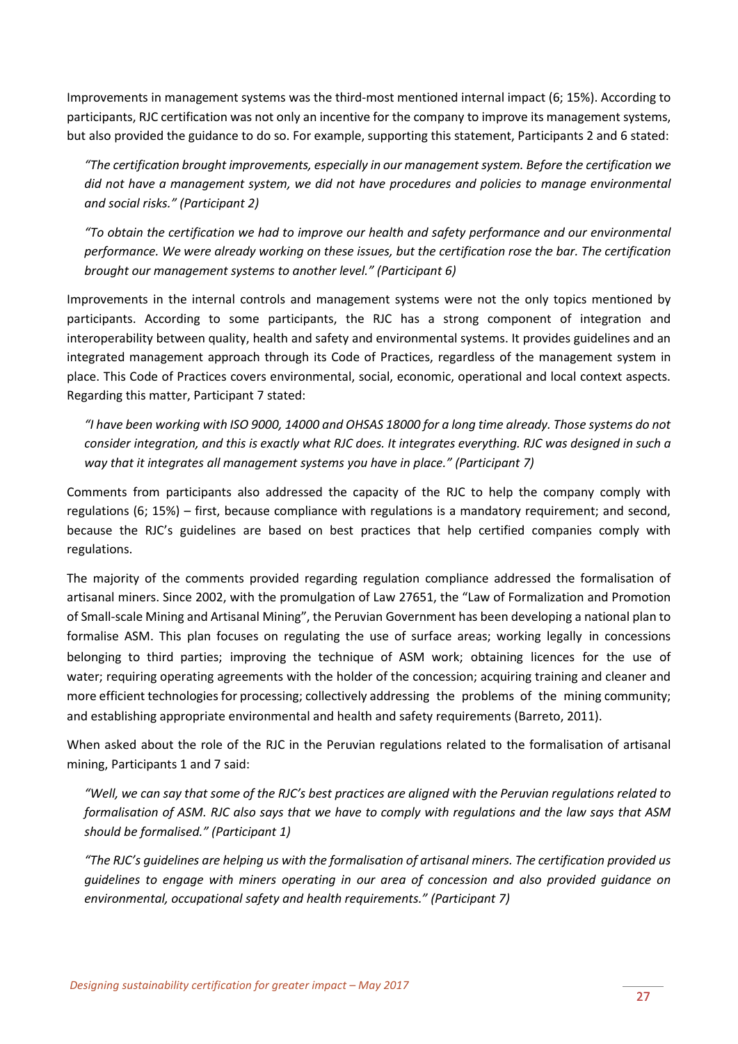Improvements in management systems was the third-most mentioned internal impact (6; 15%). According to participants, RJC certification was not only an incentive for the company to improve its management systems, but also provided the guidance to do so. For example, supporting this statement, Participants 2 and 6 stated:

> *"The certification brought improvements, especially in our management system. Before the certification we did not have a management system, we did not have procedures and policies to manage environmental and social risks." (Participant 2)*

> *"To obtain the certification we had to improve our health and safety performance and our environmental performance. We were already working on these issues, but the certification rose the bar. The certification brought our management systems to another level." (Participant 6)*

Improvements in the internal controls and management systems were not the only topics mentioned by participants. According to some participants, the RJC has a strong component of integration and interoperability between quality, health and safety and environmental systems. It provides guidelines and an integrated management approach through its Code of Practices, regardless of the management system in place. This Code of Practices covers environmental, social, economic, operational and local context aspects. Regarding this matter, Participant 7 stated:

> *"I have been working with ISO 9000, 14000 and OHSAS 18000 for a long time already. Those systems do not consider integration, and this is exactly what RJC does. It integrates everything. RJC was designed in such a way that it integrates all management systems you have in place." (Participant 7)*

Comments from participants also addressed the capacity of the RJC to help the company comply with regulations (6; 15%) – first, because compliance with regulations is a mandatory requirement; and second, because the RJC's guidelines are based on best practices that help certified companies comply with regulations.

The majority of the comments provided regarding regulation compliance addressed the formalisation of artisanal miners. Since 2002, with the promulgation of Law 27651, the "Law of Formalization and Promotion of Small-scale Mining and Artisanal Mining", the Peruvian Government has been developing a national plan to formalise ASM. This plan focuses on regulating the use of surface areas; working legally in concessions belonging to third parties; improving the technique of ASM work; obtaining licences for the use of water; requiring operating agreements with the holder of the concession; acquiring training and cleaner and more efficient technologies for processing; collectively addressing the problems of the mining community; and establishing appropriate environmental and health and safety requirements (Barreto, 2011).

When asked about the role of the RJC in the Peruvian regulations related to the formalisation of artisanal mining, Participants 1 and 7 said:

> *"Well, we can say that some of the RJC's best practices are aligned with the Peruvian regulations related to formalisation of ASM. RJC also says that we have to comply with regulations and the law says that ASM should be formalised." (Participant 1)*

> *"The RJC's guidelines are helping us with the formalisation of artisanal miners. The certification provided us guidelines to engage with miners operating in our area of concession and also provided guidance on environmental, occupational safety and health requirements." (Participant 7)*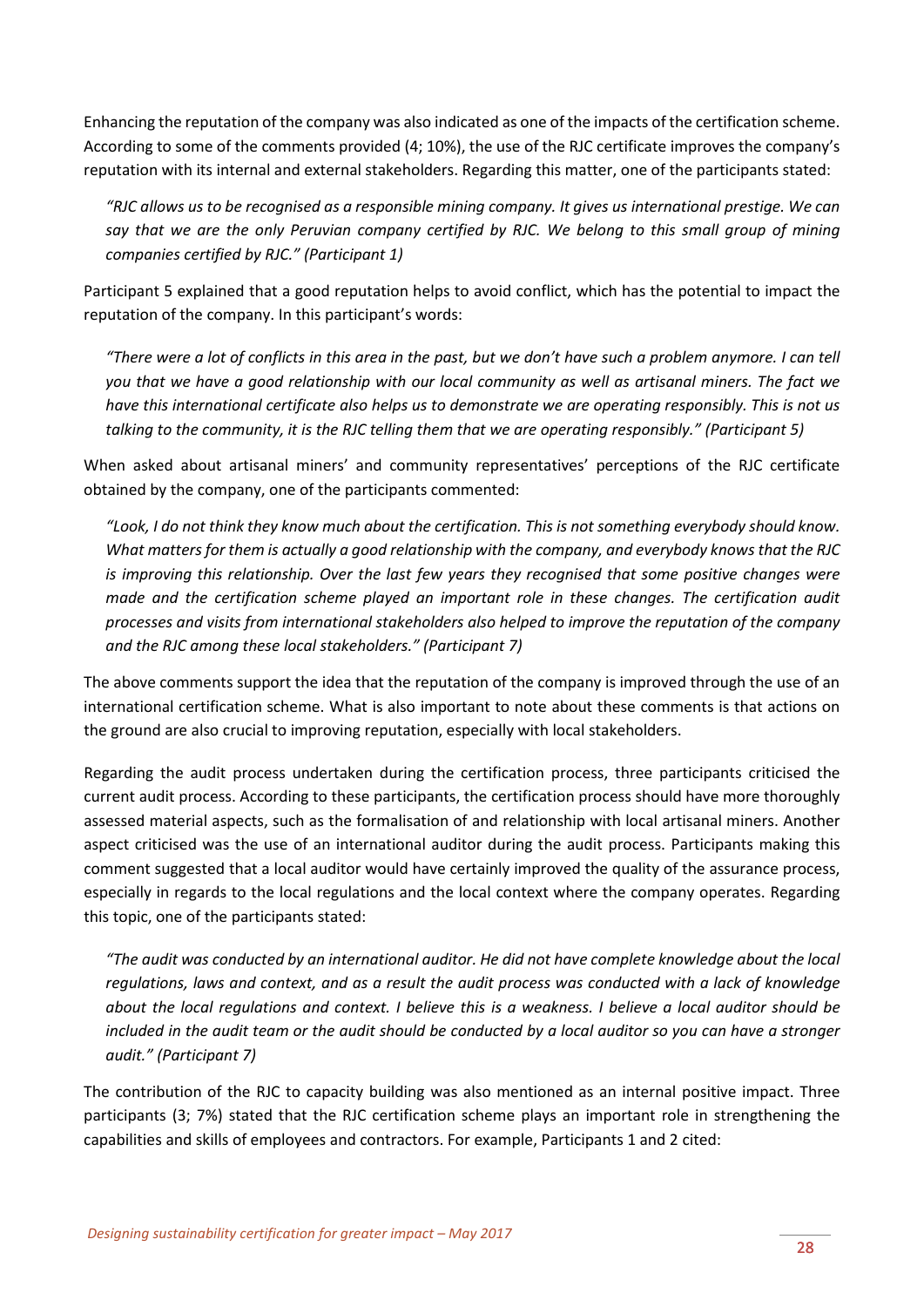Enhancing the reputation of the company was also indicated as one of the impacts of the certification scheme. According to some of the comments provided (4; 10%), the use of the RJC certificate improves the company's reputation with its internal and external stakeholders. Regarding this matter, one of the participants stated:

> *"RJC allows us to be recognised as a responsible mining company. It gives us international prestige. We can say that we are the only Peruvian company certified by RJC. We belong to this small group of mining companies certified by RJC." (Participant 1)*

Participant 5 explained that a good reputation helps to avoid conflict, which has the potential to impact the reputation of the company. In this participant's words:

> *"There were a lot of conflicts in this area in the past, but we don't have such a problem anymore. I can tell you that we have a good relationship with our local community as well as artisanal miners. The fact we have this international certificate also helps us to demonstrate we are operating responsibly. This is not us talking to the community, it is the RJC telling them that we are operating responsibly." (Participant 5)*

When asked about artisanal miners' and community representatives' perceptions of the RJC certificate obtained by the company, one of the participants commented:

> *"Look, I do not think they know much about the certification. This is not something everybody should know. What matters for them is actually a good relationship with the company, and everybody knows that the RJC is improving this relationship. Over the last few years they recognised that some positive changes were made and the certification scheme played an important role in these changes. The certification audit processes and visits from international stakeholders also helped to improve the reputation of the company and the RJC among these local stakeholders." (Participant 7)*

The above comments support the idea that the reputation of the company is improved through the use of an international certification scheme. What is also important to note about these comments is that actions on the ground are also crucial to improving reputation, especially with local stakeholders.

Regarding the audit process undertaken during the certification process, three participants criticised the current audit process. According to these participants, the certification process should have more thoroughly assessed material aspects, such as the formalisation of and relationship with local artisanal miners. Another aspect criticised was the use of an international auditor during the audit process. Participants making this comment suggested that a local auditor would have certainly improved the quality of the assurance process, especially in regards to the local regulations and the local context where the company operates. Regarding this topic, one of the participants stated:

> *"The audit was conducted by an international auditor. He did not have complete knowledge about the local regulations, laws and context, and as a result the audit process was conducted with a lack of knowledge about the local regulations and context. I believe this is a weakness. I believe a local auditor should be included in the audit team or the audit should be conducted by a local auditor so you can have a stronger audit." (Participant 7)*

The contribution of the RJC to capacity building was also mentioned as an internal positive impact. Three participants (3; 7%) stated that the RJC certification scheme plays an important role in strengthening the capabilities and skills of employees and contractors. For example, Participants 1 and 2 cited: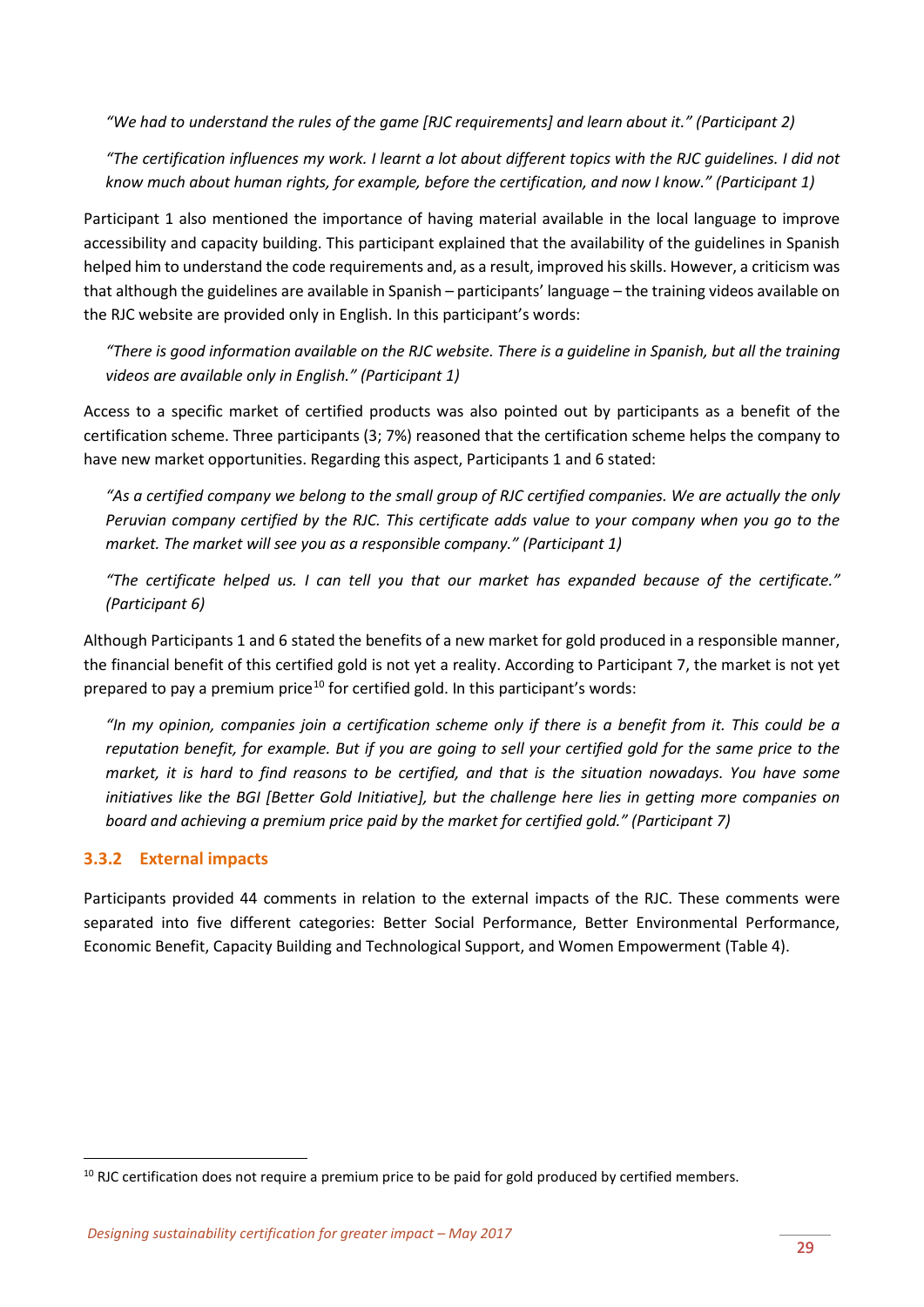*"We had to understand the rules of the game [RJC requirements] and learn about it." (Participant 2)*

*"The certification influences my work. I learnt a lot about different topics with the RJC guidelines. I did not know much about human rights, for example, before the certification, and now I know." (Participant 1)*

Participant 1 also mentioned the importance of having material available in the local language to improve accessibility and capacity building. This participant explained that the availability of the guidelines in Spanish helped him to understand the code requirements and, as a result, improved his skills. However, a criticism was that although the guidelines are available in Spanish – participants' language – the training videos available on the RJC website are provided only in English. In this participant's words:

*"There is good information available on the RJC website. There is a guideline in Spanish, but all the training videos are available only in English." (Participant 1)*

Access to a specific market of certified products was also pointed out by participants as a benefit of the certification scheme. Three participants (3; 7%) reasoned that the certification scheme helps the company to have new market opportunities. Regarding this aspect, Participants 1 and 6 stated:

*"As a certified company we belong to the small group of RJC certified companies. We are actually the only Peruvian company certified by the RJC. This certificate adds value to your company when you go to the market. The market will see you as a responsible company." (Participant 1)*

*"The certificate helped us. I can tell you that our market has expanded because of the certificate." (Participant 6)*

Although Participants 1 and 6 stated the benefits of a new market for gold produced in a responsible manner, the financial benefit of this certified gold is not yet a reality. According to Participant 7, the market is not yet prepared to pay a premium price[10] for certified gold. In this participant's words:

*"In my opinion, companies join a certification scheme only if there is a benefit from it. This could be a reputation benefit, for example. But if you are going to sell your certified gold for the same price to the market, it is hard to find reasons to be certified, and that is the situation nowadays. You have some initiatives like the BGI [Better Gold Initiative], but the challenge here lies in getting more companies on board and achieving a premium price paid by the market for certified gold." (Participant 7)*

### 3.3.2 External impacts

Participants provided 44 comments in relation to the external impacts of the RJC. These comments were separated into five different categories: Better Social Performance, Better Environmental Performance, Economic Benefit, Capacity Building and Technological Support, and Women Empowerment (Table 4).

---

[10] RJC certification does not require a premium price to be paid for gold produced by certified members.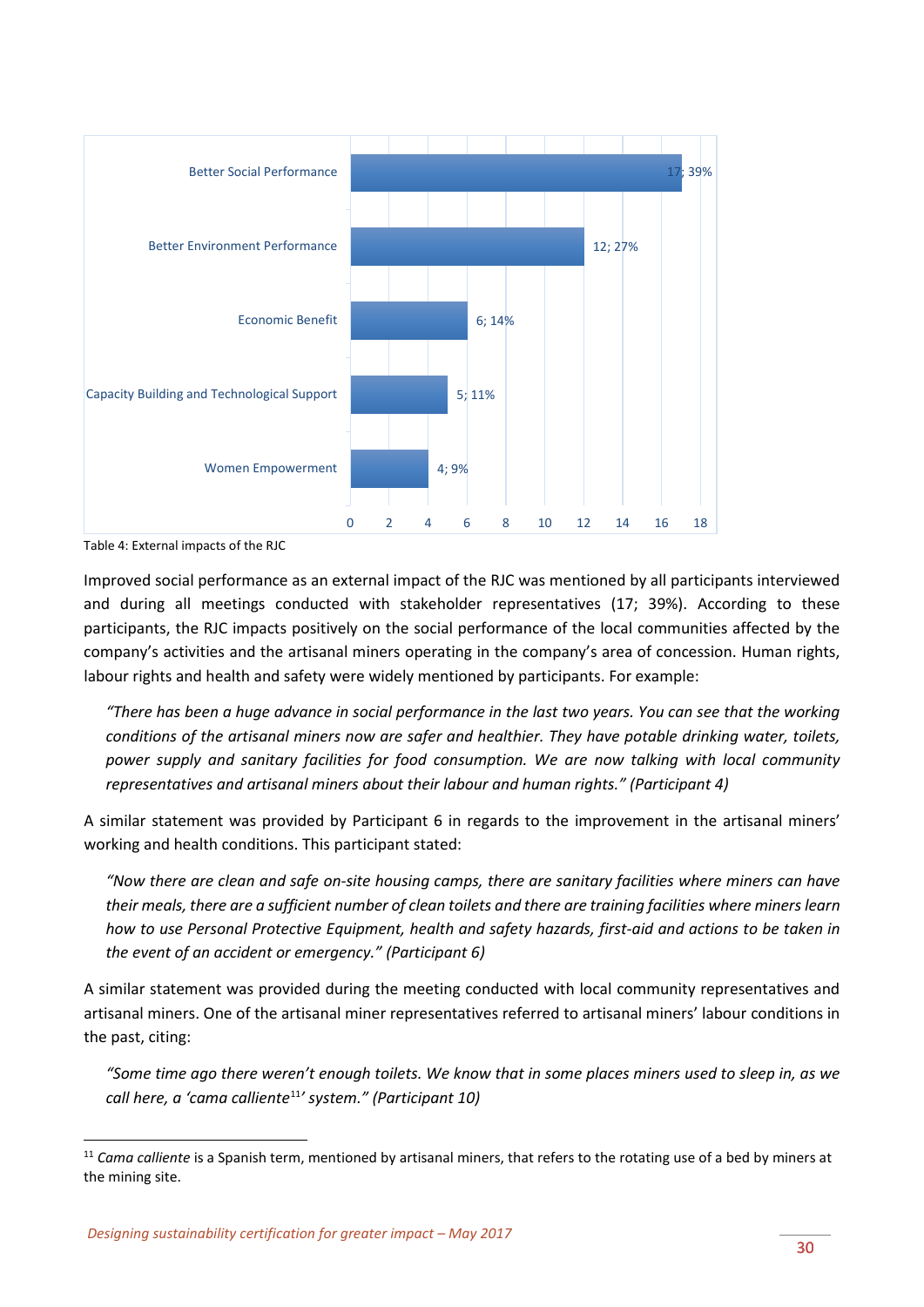| Category | Count; Percentage |
|---|---|
| Better Social Performance | 17; 39% |
| Better Environment Performance | 12; 27% |
| Economic Benefit | 6; 14% |
| Capacity Building and Technological Support | 5; 11% |
| Women Empowerment | 4; 9% |

Table 4: External impacts of the RJC

Improved social performance as an external impact of the RJC was mentioned by all participants interviewed and during all meetings conducted with stakeholder representatives (17; 39%). According to these participants, the RJC impacts positively on the social performance of the local communities affected by the company's activities and the artisanal miners operating in the company's area of concession. Human rights, labour rights and health and safety were widely mentioned by participants. For example:

> *"There has been a huge advance in social performance in the last two years. You can see that the working conditions of the artisanal miners now are safer and healthier. They have potable drinking water, toilets, power supply and sanitary facilities for food consumption. We are now talking with local community representatives and artisanal miners about their labour and human rights." (Participant 4)*

A similar statement was provided by Participant 6 in regards to the improvement in the artisanal miners' working and health conditions. This participant stated:

> *"Now there are clean and safe on-site housing camps, there are sanitary facilities where miners can have their meals, there are a sufficient number of clean toilets and there are training facilities where miners learn how to use Personal Protective Equipment, health and safety hazards, first-aid and actions to be taken in the event of an accident or emergency." (Participant 6)*

A similar statement was provided during the meeting conducted with local community representatives and artisanal miners. One of the artisanal miner representatives referred to artisanal miners' labour conditions in the past, citing:

> *"Some time ago there weren't enough toilets. We know that in some places miners used to sleep in, as we call here, a 'cama calliente[11]' system." (Participant 10)*

[11] *Cama calliente* is a Spanish term, mentioned by artisanal miners, that refers to the rotating use of a bed by miners at the mining site.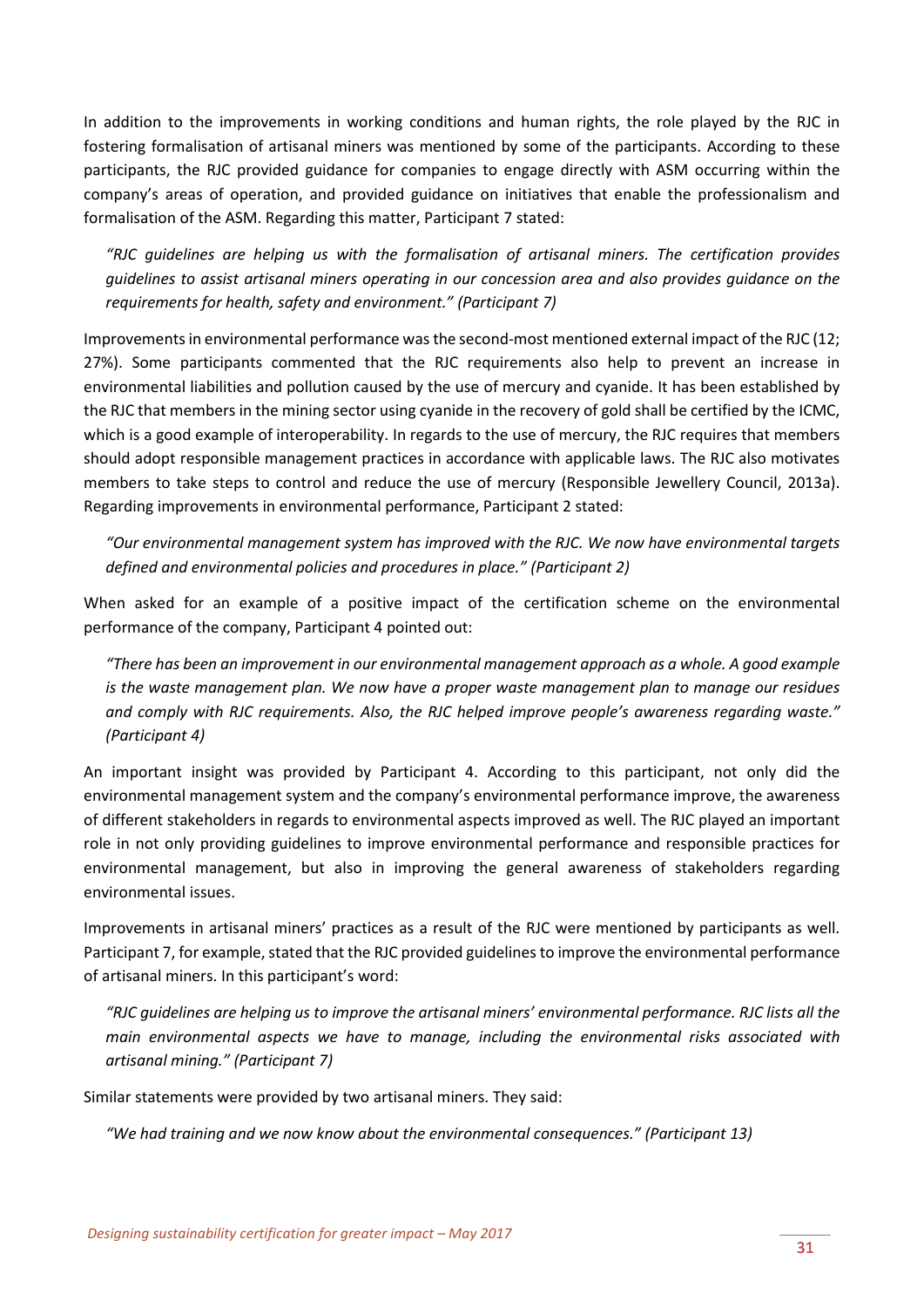In addition to the improvements in working conditions and human rights, the role played by the RJC in fostering formalisation of artisanal miners was mentioned by some of the participants. According to these participants, the RJC provided guidance for companies to engage directly with ASM occurring within the company's areas of operation, and provided guidance on initiatives that enable the professionalism and formalisation of the ASM. Regarding this matter, Participant 7 stated:

> *"RJC guidelines are helping us with the formalisation of artisanal miners. The certification provides guidelines to assist artisanal miners operating in our concession area and also provides guidance on the requirements for health, safety and environment." (Participant 7)*

Improvements in environmental performance was the second-most mentioned external impact of the RJC (12; 27%). Some participants commented that the RJC requirements also help to prevent an increase in environmental liabilities and pollution caused by the use of mercury and cyanide. It has been established by the RJC that members in the mining sector using cyanide in the recovery of gold shall be certified by the ICMC, which is a good example of interoperability. In regards to the use of mercury, the RJC requires that members should adopt responsible management practices in accordance with applicable laws. The RJC also motivates members to take steps to control and reduce the use of mercury (Responsible Jewellery Council, 2013a). Regarding improvements in environmental performance, Participant 2 stated:

> *"Our environmental management system has improved with the RJC. We now have environmental targets defined and environmental policies and procedures in place." (Participant 2)*

When asked for an example of a positive impact of the certification scheme on the environmental performance of the company, Participant 4 pointed out:

> *"There has been an improvement in our environmental management approach as a whole. A good example is the waste management plan. We now have a proper waste management plan to manage our residues and comply with RJC requirements. Also, the RJC helped improve people's awareness regarding waste." (Participant 4)*

An important insight was provided by Participant 4. According to this participant, not only did the environmental management system and the company's environmental performance improve, the awareness of different stakeholders in regards to environmental aspects improved as well. The RJC played an important role in not only providing guidelines to improve environmental performance and responsible practices for environmental management, but also in improving the general awareness of stakeholders regarding environmental issues.

Improvements in artisanal miners' practices as a result of the RJC were mentioned by participants as well. Participant 7, for example, stated that the RJC provided guidelines to improve the environmental performance of artisanal miners. In this participant's word:

> *"RJC guidelines are helping us to improve the artisanal miners' environmental performance. RJC lists all the main environmental aspects we have to manage, including the environmental risks associated with artisanal mining." (Participant 7)*

Similar statements were provided by two artisanal miners. They said:

> *"We had training and we now know about the environmental consequences." (Participant 13)*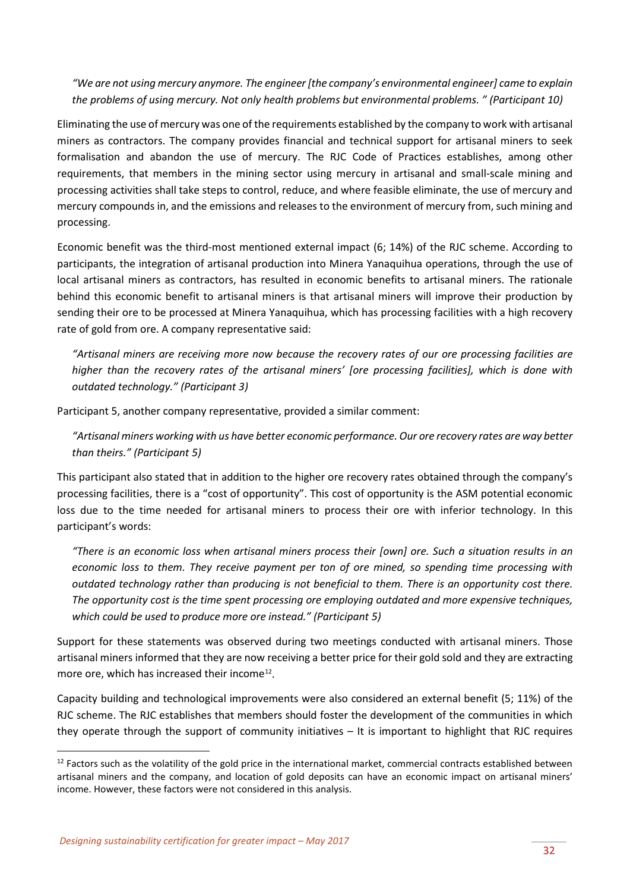*"We are not using mercury anymore. The engineer [the company's environmental engineer] came to explain the problems of using mercury. Not only health problems but environmental problems. " (Participant 10)*

Eliminating the use of mercury was one of the requirements established by the company to work with artisanal miners as contractors. The company provides financial and technical support for artisanal miners to seek formalisation and abandon the use of mercury. The RJC Code of Practices establishes, among other requirements, that members in the mining sector using mercury in artisanal and small-scale mining and processing activities shall take steps to control, reduce, and where feasible eliminate, the use of mercury and mercury compounds in, and the emissions and releases to the environment of mercury from, such mining and processing.

Economic benefit was the third-most mentioned external impact (6; 14%) of the RJC scheme. According to participants, the integration of artisanal production into Minera Yanaquihua operations, through the use of local artisanal miners as contractors, has resulted in economic benefits to artisanal miners. The rationale behind this economic benefit to artisanal miners is that artisanal miners will improve their production by sending their ore to be processed at Minera Yanaquihua, which has processing facilities with a high recovery rate of gold from ore. A company representative said:

*"Artisanal miners are receiving more now because the recovery rates of our ore processing facilities are higher than the recovery rates of the artisanal miners' [ore processing facilities], which is done with outdated technology." (Participant 3)*

Participant 5, another company representative, provided a similar comment:

*"Artisanal miners working with us have better economic performance. Our ore recovery rates are way better than theirs." (Participant 5)*

This participant also stated that in addition to the higher ore recovery rates obtained through the company's processing facilities, there is a "cost of opportunity". This cost of opportunity is the ASM potential economic loss due to the time needed for artisanal miners to process their ore with inferior technology. In this participant's words:

*"There is an economic loss when artisanal miners process their [own] ore. Such a situation results in an economic loss to them. They receive payment per ton of ore mined, so spending time processing with outdated technology rather than producing is not beneficial to them. There is an opportunity cost there. The opportunity cost is the time spent processing ore employing outdated and more expensive techniques, which could be used to produce more ore instead." (Participant 5)*

Support for these statements was observed during two meetings conducted with artisanal miners. Those artisanal miners informed that they are now receiving a better price for their gold sold and they are extracting more ore, which has increased their income[12].

Capacity building and technological improvements were also considered an external benefit (5; 11%) of the RJC scheme. The RJC establishes that members should foster the development of the communities in which they operate through the support of community initiatives – It is important to highlight that RJC requires

[12] Factors such as the volatility of the gold price in the international market, commercial contracts established between artisanal miners and the company, and location of gold deposits can have an economic impact on artisanal miners' income. However, these factors were not considered in this analysis.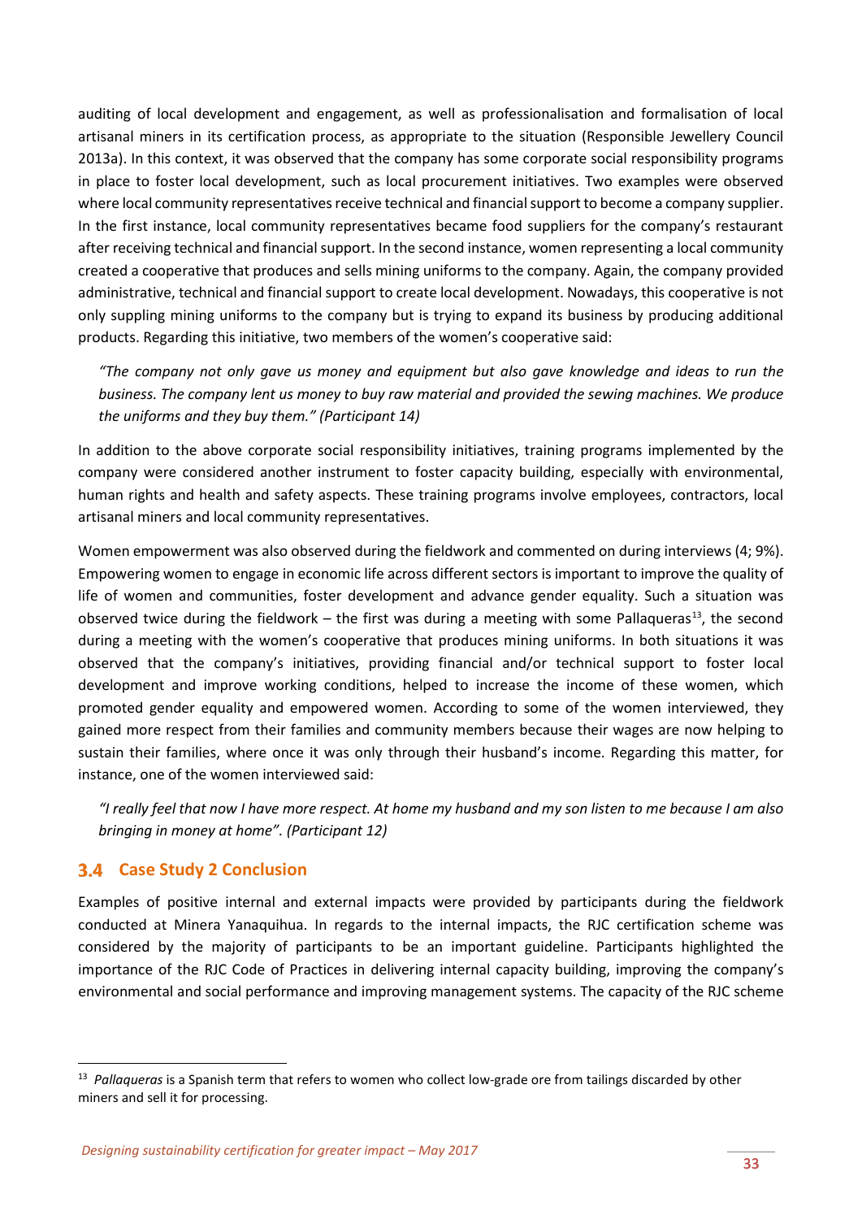auditing of local development and engagement, as well as professionalisation and formalisation of local artisanal miners in its certification process, as appropriate to the situation (Responsible Jewellery Council 2013a). In this context, it was observed that the company has some corporate social responsibility programs in place to foster local development, such as local procurement initiatives. Two examples were observed where local community representatives receive technical and financial support to become a company supplier. In the first instance, local community representatives became food suppliers for the company's restaurant after receiving technical and financial support. In the second instance, women representing a local community created a cooperative that produces and sells mining uniforms to the company. Again, the company provided administrative, technical and financial support to create local development. Nowadays, this cooperative is not only suppling mining uniforms to the company but is trying to expand its business by producing additional products. Regarding this initiative, two members of the women's cooperative said:

> *"The company not only gave us money and equipment but also gave knowledge and ideas to run the business. The company lent us money to buy raw material and provided the sewing machines. We produce the uniforms and they buy them." (Participant 14)*

In addition to the above corporate social responsibility initiatives, training programs implemented by the company were considered another instrument to foster capacity building, especially with environmental, human rights and health and safety aspects. These training programs involve employees, contractors, local artisanal miners and local community representatives.

Women empowerment was also observed during the fieldwork and commented on during interviews (4; 9%). Empowering women to engage in economic life across different sectors is important to improve the quality of life of women and communities, foster development and advance gender equality. Such a situation was observed twice during the fieldwork – the first was during a meeting with some Pallaqueras[13], the second during a meeting with the women's cooperative that produces mining uniforms. In both situations it was observed that the company's initiatives, providing financial and/or technical support to foster local development and improve working conditions, helped to increase the income of these women, which promoted gender equality and empowered women. According to some of the women interviewed, they gained more respect from their families and community members because their wages are now helping to sustain their families, where once it was only through their husband's income. Regarding this matter, for instance, one of the women interviewed said:

> *"I really feel that now I have more respect. At home my husband and my son listen to me because I am also bringing in money at home". (Participant 12)*

## 3.4 Case Study 2 Conclusion

Examples of positive internal and external impacts were provided by participants during the fieldwork conducted at Minera Yanaquihua. In regards to the internal impacts, the RJC certification scheme was considered by the majority of participants to be an important guideline. Participants highlighted the importance of the RJC Code of Practices in delivering internal capacity building, improving the company's environmental and social performance and improving management systems. The capacity of the RJC scheme

---

[13] *Pallaqueras* is a Spanish term that refers to women who collect low-grade ore from tailings discarded by other miners and sell it for processing.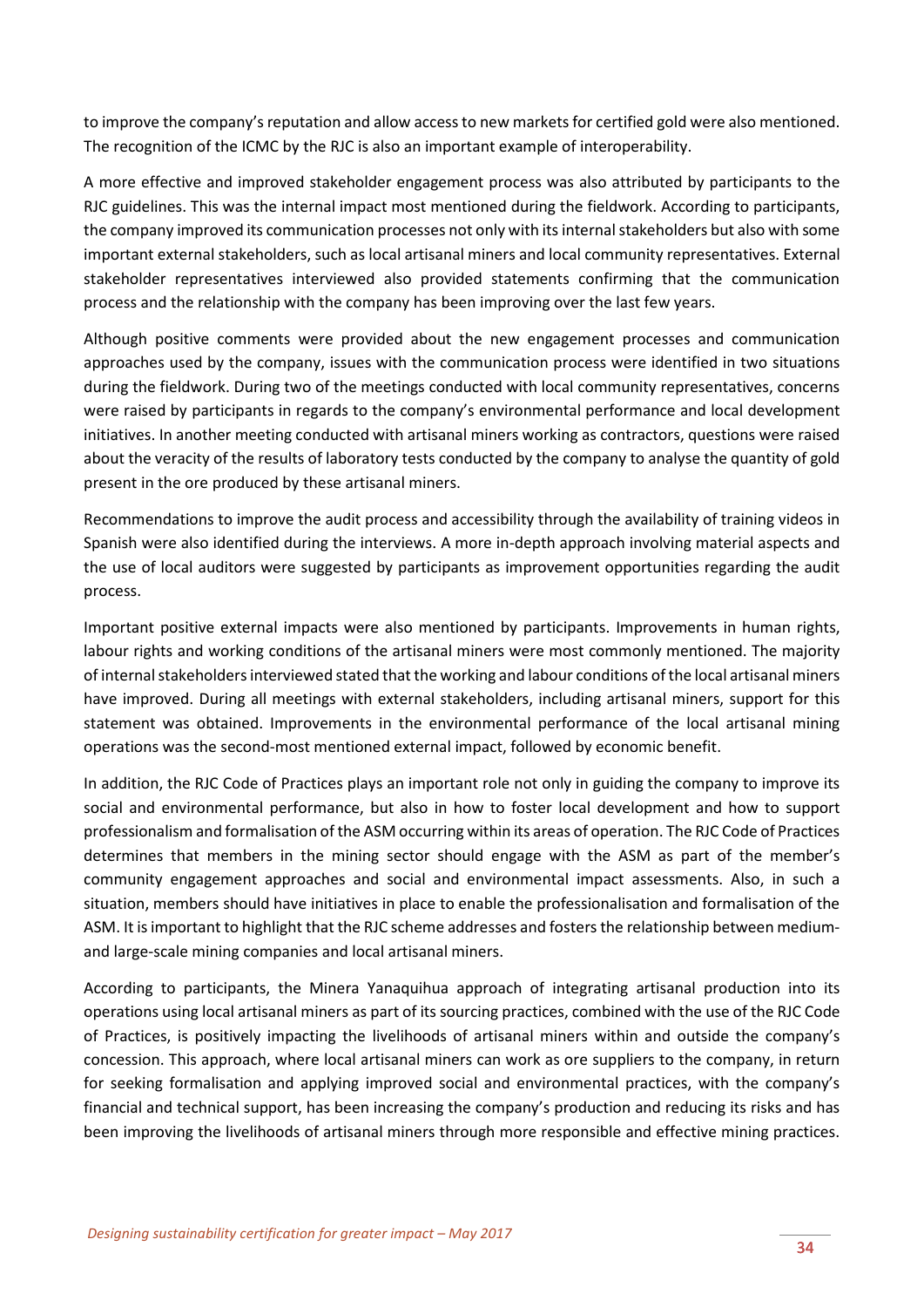to improve the company's reputation and allow access to new markets for certified gold were also mentioned. The recognition of the ICMC by the RJC is also an important example of interoperability.

A more effective and improved stakeholder engagement process was also attributed by participants to the RJC guidelines. This was the internal impact most mentioned during the fieldwork. According to participants, the company improved its communication processes not only with its internal stakeholders but also with some important external stakeholders, such as local artisanal miners and local community representatives. External stakeholder representatives interviewed also provided statements confirming that the communication process and the relationship with the company has been improving over the last few years.

Although positive comments were provided about the new engagement processes and communication approaches used by the company, issues with the communication process were identified in two situations during the fieldwork. During two of the meetings conducted with local community representatives, concerns were raised by participants in regards to the company's environmental performance and local development initiatives. In another meeting conducted with artisanal miners working as contractors, questions were raised about the veracity of the results of laboratory tests conducted by the company to analyse the quantity of gold present in the ore produced by these artisanal miners.

Recommendations to improve the audit process and accessibility through the availability of training videos in Spanish were also identified during the interviews. A more in-depth approach involving material aspects and the use of local auditors were suggested by participants as improvement opportunities regarding the audit process.

Important positive external impacts were also mentioned by participants. Improvements in human rights, labour rights and working conditions of the artisanal miners were most commonly mentioned. The majority of internal stakeholders interviewed stated that the working and labour conditions of the local artisanal miners have improved. During all meetings with external stakeholders, including artisanal miners, support for this statement was obtained. Improvements in the environmental performance of the local artisanal mining operations was the second-most mentioned external impact, followed by economic benefit.

In addition, the RJC Code of Practices plays an important role not only in guiding the company to improve its social and environmental performance, but also in how to foster local development and how to support professionalism and formalisation of the ASM occurring within its areas of operation. The RJC Code of Practices determines that members in the mining sector should engage with the ASM as part of the member's community engagement approaches and social and environmental impact assessments. Also, in such a situation, members should have initiatives in place to enable the professionalisation and formalisation of the ASM. It is important to highlight that the RJC scheme addresses and fosters the relationship between medium- and large-scale mining companies and local artisanal miners.

According to participants, the Minera Yanaquihua approach of integrating artisanal production into its operations using local artisanal miners as part of its sourcing practices, combined with the use of the RJC Code of Practices, is positively impacting the livelihoods of artisanal miners within and outside the company's concession. This approach, where local artisanal miners can work as ore suppliers to the company, in return for seeking formalisation and applying improved social and environmental practices, with the company's financial and technical support, has been increasing the company's production and reducing its risks and has been improving the livelihoods of artisanal miners through more responsible and effective mining practices.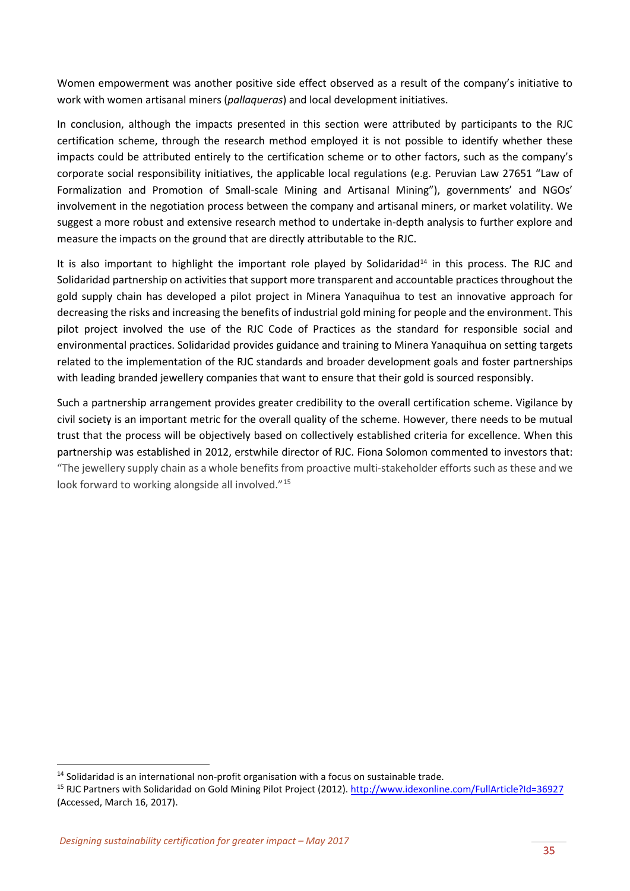Women empowerment was another positive side effect observed as a result of the company's initiative to work with women artisanal miners (*pallaqueras*) and local development initiatives.

In conclusion, although the impacts presented in this section were attributed by participants to the RJC certification scheme, through the research method employed it is not possible to identify whether these impacts could be attributed entirely to the certification scheme or to other factors, such as the company's corporate social responsibility initiatives, the applicable local regulations (e.g. Peruvian Law 27651 "Law of Formalization and Promotion of Small-scale Mining and Artisanal Mining"), governments' and NGOs' involvement in the negotiation process between the company and artisanal miners, or market volatility. We suggest a more robust and extensive research method to undertake in-depth analysis to further explore and measure the impacts on the ground that are directly attributable to the RJC.

It is also important to highlight the important role played by Solidaridad[14] in this process. The RJC and Solidaridad partnership on activities that support more transparent and accountable practices throughout the gold supply chain has developed a pilot project in Minera Yanaquihua to test an innovative approach for decreasing the risks and increasing the benefits of industrial gold mining for people and the environment. This pilot project involved the use of the RJC Code of Practices as the standard for responsible social and environmental practices. Solidaridad provides guidance and training to Minera Yanaquihua on setting targets related to the implementation of the RJC standards and broader development goals and foster partnerships with leading branded jewellery companies that want to ensure that their gold is sourced responsibly.

Such a partnership arrangement provides greater credibility to the overall certification scheme. Vigilance by civil society is an important metric for the overall quality of the scheme. However, there needs to be mutual trust that the process will be objectively based on collectively established criteria for excellence. When this partnership was established in 2012, erstwhile director of RJC. Fiona Solomon commented to investors that: "The jewellery supply chain as a whole benefits from proactive multi-stakeholder efforts such as these and we look forward to working alongside all involved."[15]

---

[14] Solidaridad is an international non-profit organisation with a focus on sustainable trade.

[15] RJC Partners with Solidaridad on Gold Mining Pilot Project (2012). http://www.idexonline.com/FullArticle?Id=36927 (Accessed, March 16, 2017).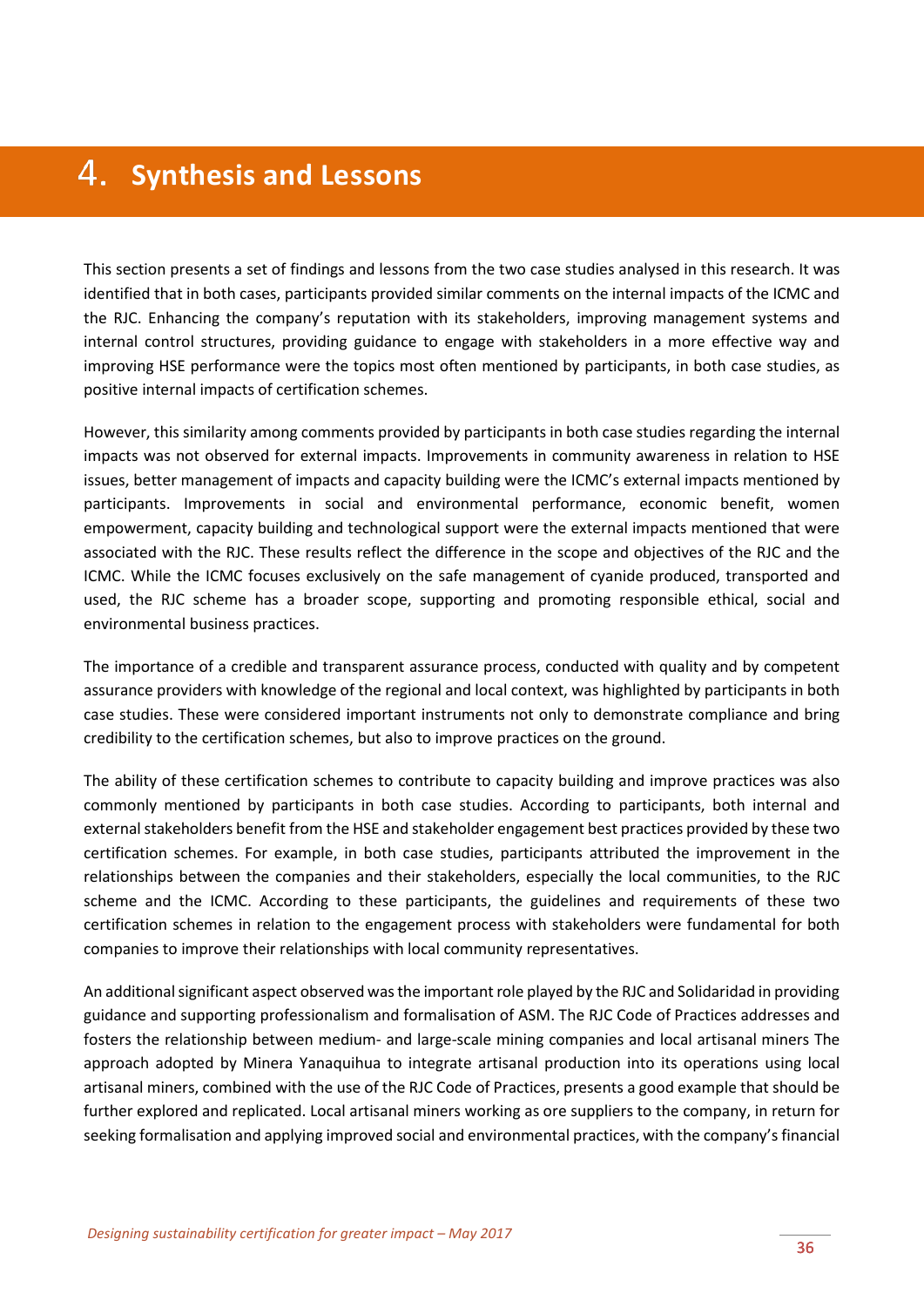# 4. Synthesis and Lessons

This section presents a set of findings and lessons from the two case studies analysed in this research. It was identified that in both cases, participants provided similar comments on the internal impacts of the ICMC and the RJC. Enhancing the company's reputation with its stakeholders, improving management systems and internal control structures, providing guidance to engage with stakeholders in a more effective way and improving HSE performance were the topics most often mentioned by participants, in both case studies, as positive internal impacts of certification schemes.

However, this similarity among comments provided by participants in both case studies regarding the internal impacts was not observed for external impacts. Improvements in community awareness in relation to HSE issues, better management of impacts and capacity building were the ICMC's external impacts mentioned by participants. Improvements in social and environmental performance, economic benefit, women empowerment, capacity building and technological support were the external impacts mentioned that were associated with the RJC. These results reflect the difference in the scope and objectives of the RJC and the ICMC. While the ICMC focuses exclusively on the safe management of cyanide produced, transported and used, the RJC scheme has a broader scope, supporting and promoting responsible ethical, social and environmental business practices.

The importance of a credible and transparent assurance process, conducted with quality and by competent assurance providers with knowledge of the regional and local context, was highlighted by participants in both case studies. These were considered important instruments not only to demonstrate compliance and bring credibility to the certification schemes, but also to improve practices on the ground.

The ability of these certification schemes to contribute to capacity building and improve practices was also commonly mentioned by participants in both case studies. According to participants, both internal and external stakeholders benefit from the HSE and stakeholder engagement best practices provided by these two certification schemes. For example, in both case studies, participants attributed the improvement in the relationships between the companies and their stakeholders, especially the local communities, to the RJC scheme and the ICMC. According to these participants, the guidelines and requirements of these two certification schemes in relation to the engagement process with stakeholders were fundamental for both companies to improve their relationships with local community representatives.

An additional significant aspect observed was the important role played by the RJC and Solidaridad in providing guidance and supporting professionalism and formalisation of ASM. The RJC Code of Practices addresses and fosters the relationship between medium- and large-scale mining companies and local artisanal miners The approach adopted by Minera Yanaquihua to integrate artisanal production into its operations using local artisanal miners, combined with the use of the RJC Code of Practices, presents a good example that should be further explored and replicated. Local artisanal miners working as ore suppliers to the company, in return for seeking formalisation and applying improved social and environmental practices, with the company's financial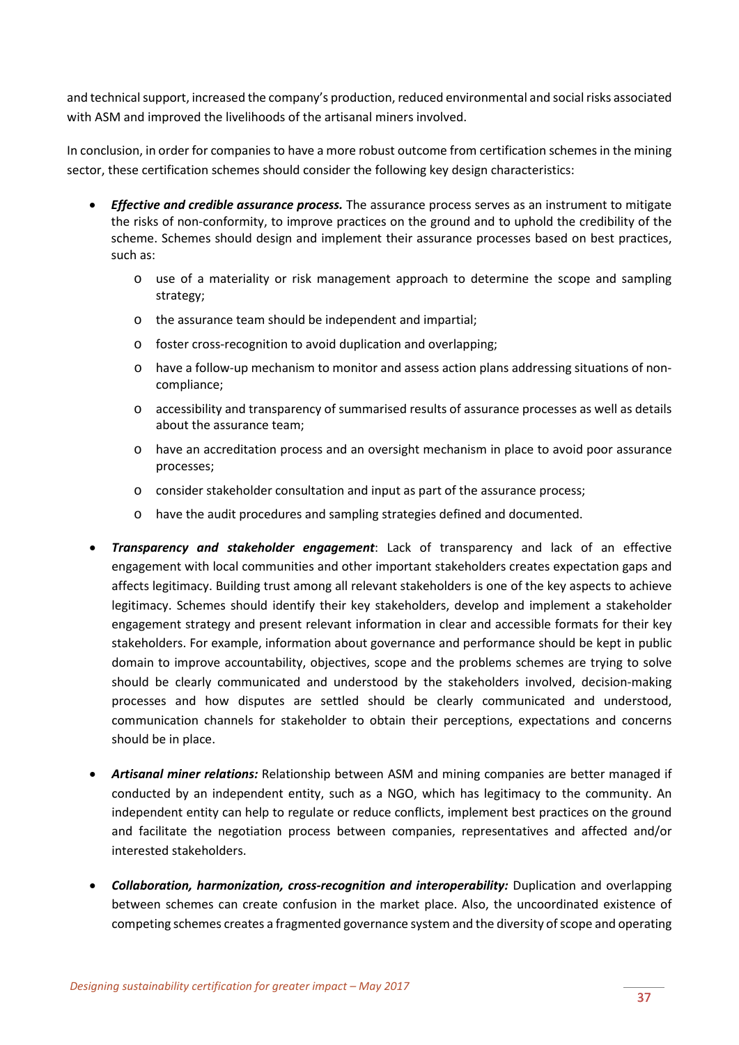and technical support, increased the company's production, reduced environmental and social risks associated with ASM and improved the livelihoods of the artisanal miners involved.

In conclusion, in order for companies to have a more robust outcome from certification schemes in the mining sector, these certification schemes should consider the following key design characteristics:

- ***Effective and credible assurance process.*** The assurance process serves as an instrument to mitigate the risks of non-conformity, to improve practices on the ground and to uphold the credibility of the scheme. Schemes should design and implement their assurance processes based on best practices, such as:
    - use of a materiality or risk management approach to determine the scope and sampling strategy;
    - the assurance team should be independent and impartial;
    - foster cross-recognition to avoid duplication and overlapping;
    - have a follow-up mechanism to monitor and assess action plans addressing situations of non-compliance;
    - accessibility and transparency of summarised results of assurance processes as well as details about the assurance team;
    - have an accreditation process and an oversight mechanism in place to avoid poor assurance processes;
    - consider stakeholder consultation and input as part of the assurance process;
    - have the audit procedures and sampling strategies defined and documented.

- ***Transparency and stakeholder engagement***: Lack of transparency and lack of an effective engagement with local communities and other important stakeholders creates expectation gaps and affects legitimacy. Building trust among all relevant stakeholders is one of the key aspects to achieve legitimacy. Schemes should identify their key stakeholders, develop and implement a stakeholder engagement strategy and present relevant information in clear and accessible formats for their key stakeholders. For example, information about governance and performance should be kept in public domain to improve accountability, objectives, scope and the problems schemes are trying to solve should be clearly communicated and understood by the stakeholders involved, decision-making processes and how disputes are settled should be clearly communicated and understood, communication channels for stakeholder to obtain their perceptions, expectations and concerns should be in place.

- ***Artisanal miner relations:*** Relationship between ASM and mining companies are better managed if conducted by an independent entity, such as a NGO, which has legitimacy to the community. An independent entity can help to regulate or reduce conflicts, implement best practices on the ground and facilitate the negotiation process between companies, representatives and affected and/or interested stakeholders.

- ***Collaboration, harmonization, cross-recognition and interoperability:*** Duplication and overlapping between schemes can create confusion in the market place. Also, the uncoordinated existence of competing schemes creates a fragmented governance system and the diversity of scope and operating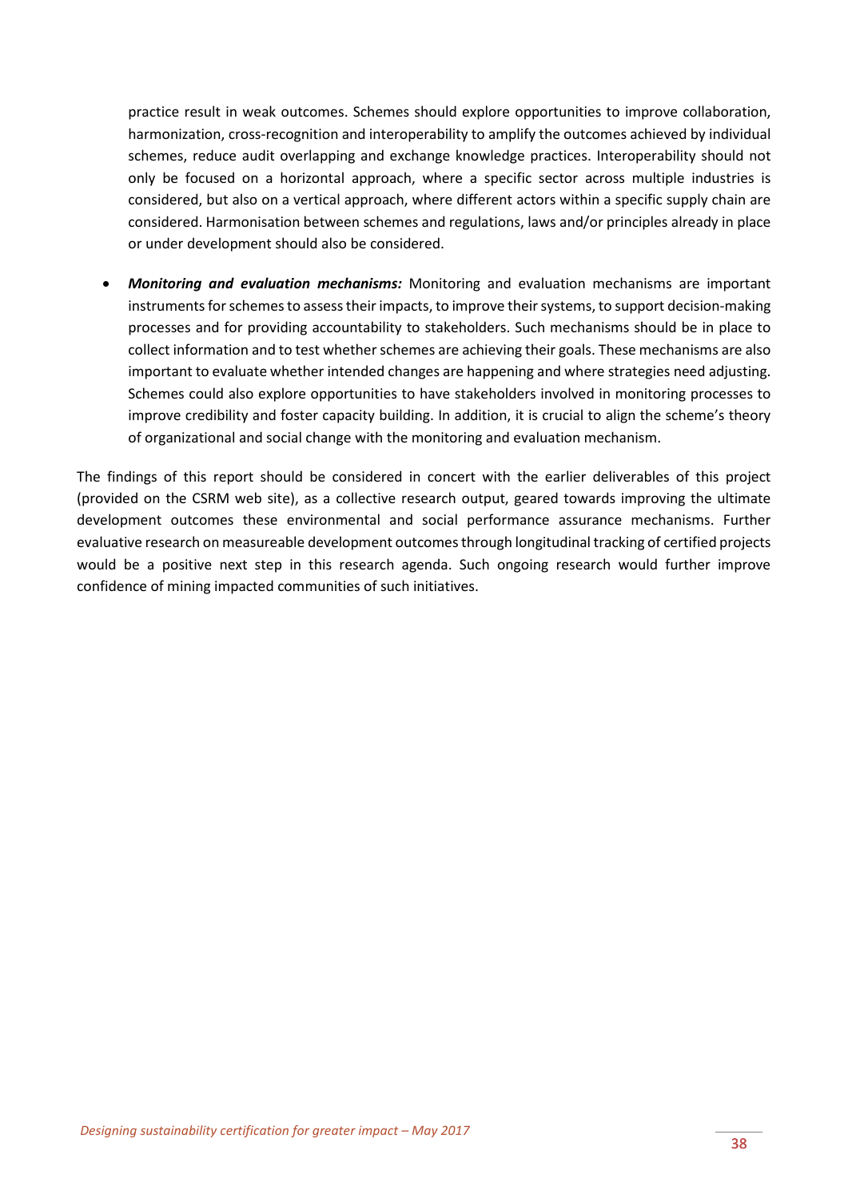practice result in weak outcomes. Schemes should explore opportunities to improve collaboration, harmonization, cross-recognition and interoperability to amplify the outcomes achieved by individual schemes, reduce audit overlapping and exchange knowledge practices. Interoperability should not only be focused on a horizontal approach, where a specific sector across multiple industries is considered, but also on a vertical approach, where different actors within a specific supply chain are considered. Harmonisation between schemes and regulations, laws and/or principles already in place or under development should also be considered.

- ***Monitoring and evaluation mechanisms:*** Monitoring and evaluation mechanisms are important instruments for schemes to assess their impacts, to improve their systems, to support decision-making processes and for providing accountability to stakeholders. Such mechanisms should be in place to collect information and to test whether schemes are achieving their goals. These mechanisms are also important to evaluate whether intended changes are happening and where strategies need adjusting. Schemes could also explore opportunities to have stakeholders involved in monitoring processes to improve credibility and foster capacity building. In addition, it is crucial to align the scheme's theory of organizational and social change with the monitoring and evaluation mechanism.

The findings of this report should be considered in concert with the earlier deliverables of this project (provided on the CSRM web site), as a collective research output, geared towards improving the ultimate development outcomes these environmental and social performance assurance mechanisms. Further evaluative research on measureable development outcomes through longitudinal tracking of certified projects would be a positive next step in this research agenda. Such ongoing research would further improve confidence of mining impacted communities of such initiatives.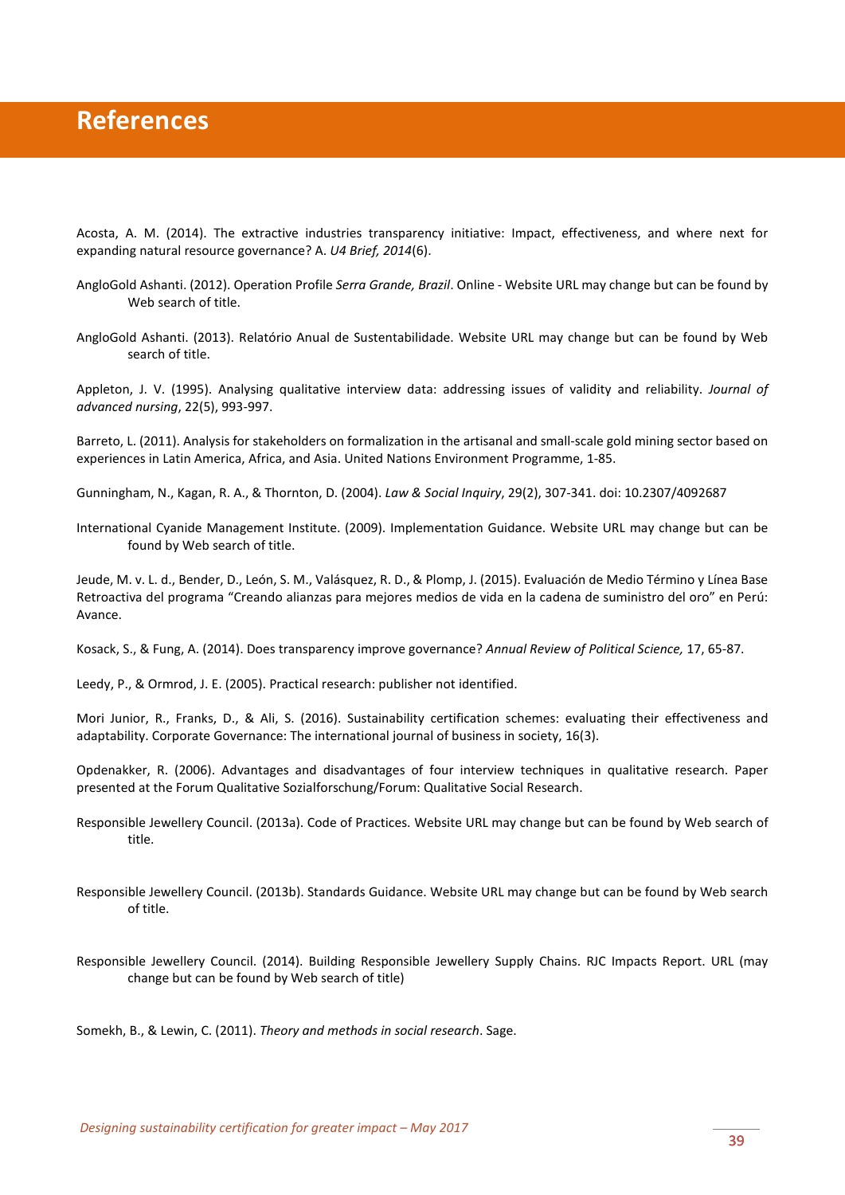# References

Acosta, A. M. (2014). The extractive industries transparency initiative: Impact, effectiveness, and where next for expanding natural resource governance? A. *U4 Brief, 2014*(6).

AngloGold Ashanti. (2012). Operation Profile *Serra Grande, Brazil*. Online - Website URL may change but can be found by Web search of title.

AngloGold Ashanti. (2013). Relatório Anual de Sustentabilidade. Website URL may change but can be found by Web search of title.

Appleton, J. V. (1995). Analysing qualitative interview data: addressing issues of validity and reliability. *Journal of advanced nursing*, 22(5), 993-997.

Barreto, L. (2011). Analysis for stakeholders on formalization in the artisanal and small-scale gold mining sector based on experiences in Latin America, Africa, and Asia. United Nations Environment Programme, 1-85.

Gunningham, N., Kagan, R. A., & Thornton, D. (2004). *Law & Social Inquiry*, 29(2), 307-341. doi: 10.2307/4092687

International Cyanide Management Institute. (2009). Implementation Guidance. Website URL may change but can be found by Web search of title.

Jeude, M. v. L. d., Bender, D., León, S. M., Valásquez, R. D., & Plomp, J. (2015). Evaluación de Medio Término y Línea Base Retroactiva del programa "Creando alianzas para mejores medios de vida en la cadena de suministro del oro" en Perú: Avance.

Kosack, S., & Fung, A. (2014). Does transparency improve governance? *Annual Review of Political Science,* 17, 65-87.

Leedy, P., & Ormrod, J. E. (2005). Practical research: publisher not identified.

Mori Junior, R., Franks, D., & Ali, S. (2016). Sustainability certification schemes: evaluating their effectiveness and adaptability. Corporate Governance: The international journal of business in society, 16(3).

Opdenakker, R. (2006). Advantages and disadvantages of four interview techniques in qualitative research. Paper presented at the Forum Qualitative Sozialforschung/Forum: Qualitative Social Research.

Responsible Jewellery Council. (2013a). Code of Practices. Website URL may change but can be found by Web search of title.

Responsible Jewellery Council. (2013b). Standards Guidance. Website URL may change but can be found by Web search of title.

Responsible Jewellery Council. (2014). Building Responsible Jewellery Supply Chains. RJC Impacts Report. URL (may change but can be found by Web search of title)

Somekh, B., & Lewin, C. (2011). *Theory and methods in social research*. Sage.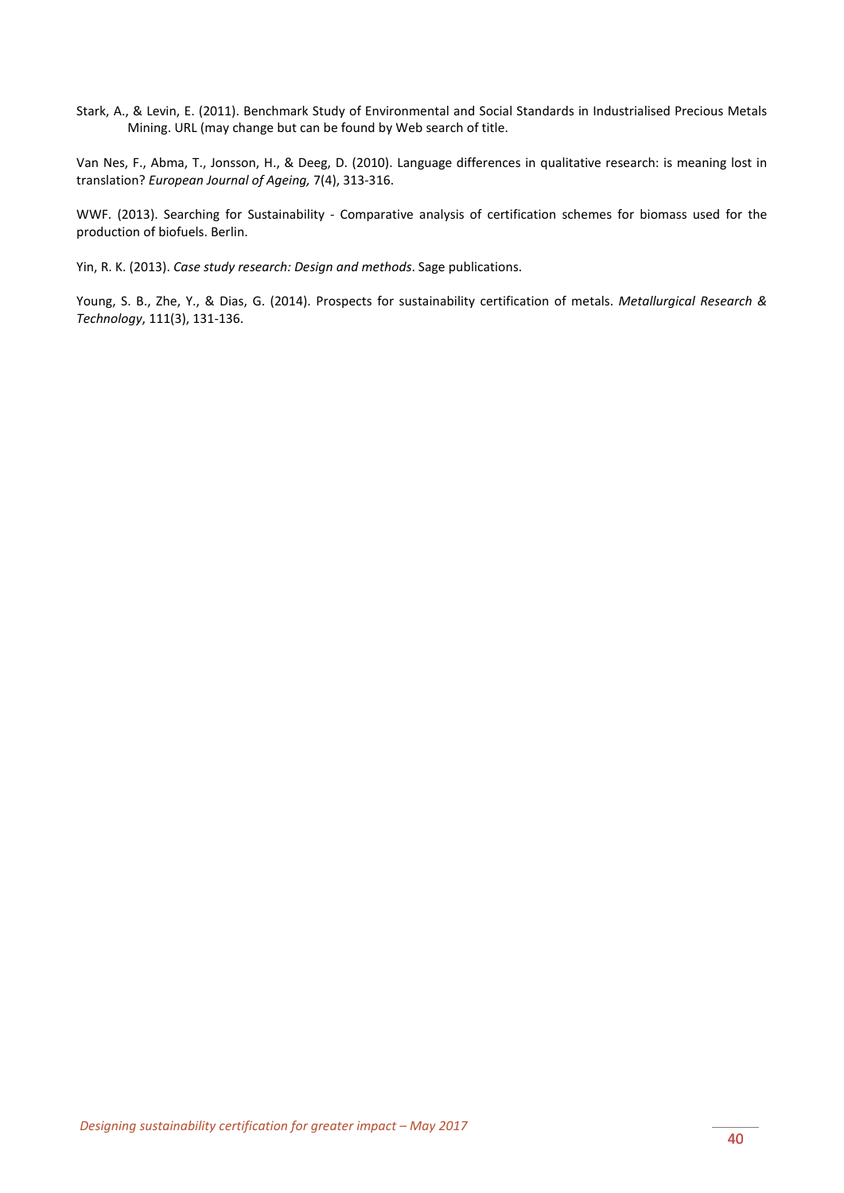Stark, A., & Levin, E. (2011). Benchmark Study of Environmental and Social Standards in Industrialised Precious Metals Mining. URL (may change but can be found by Web search of title.

Van Nes, F., Abma, T., Jonsson, H., & Deeg, D. (2010). Language differences in qualitative research: is meaning lost in translation? *European Journal of Ageing,* 7(4), 313-316.

WWF. (2013). Searching for Sustainability - Comparative analysis of certification schemes for biomass used for the production of biofuels. Berlin.

Yin, R. K. (2013). *Case study research: Design and methods*. Sage publications.

Young, S. B., Zhe, Y., & Dias, G. (2014). Prospects for sustainability certification of metals. *Metallurgical Research & Technology*, 111(3), 131-136.